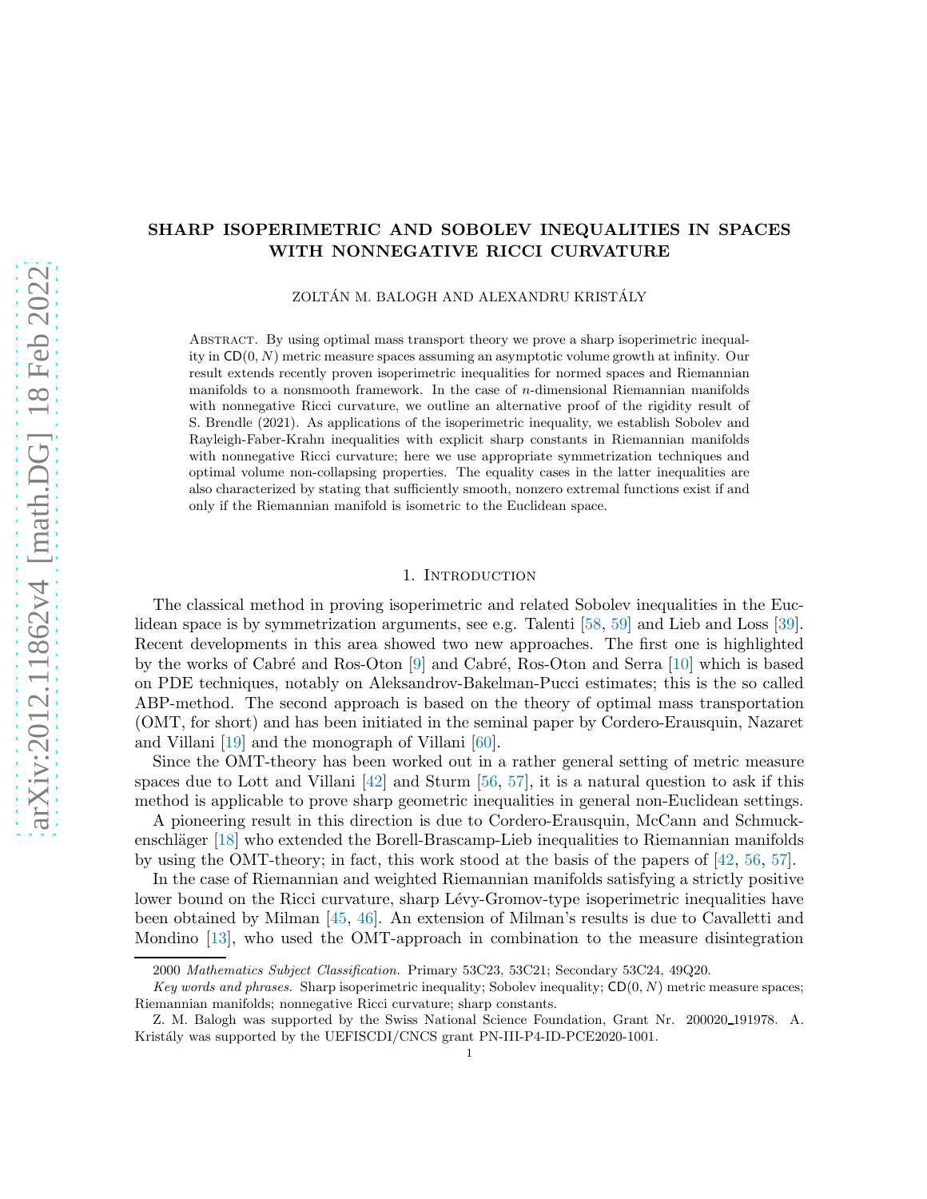# SHARP ISOPERIMETRIC AND SOBOLEV INEQUALITIES IN SPACES WITH NONNEGATIVE RICCI CURVATURE

ZOLTÁN M. BALOGH AND ALEXANDRU KRISTÁLY

Abstract. By using optimal mass transport theory we prove a sharp isoperimetric inequality in $\mathsf{CD}(0,N)$ metric measure spaces assuming an asymptotic volume growth at infinity. Our result extends recently proven isoperimetric inequalities for normed spaces and Riemannian manifolds to a nonsmooth framework. In the case of $n$-dimensional Riemannian manifolds with nonnegative Ricci curvature, we outline an alternative proof of the rigidity result of S. Brendle (2021). As applications of the isoperimetric inequality, we establish Sobolev and Rayleigh-Faber-Krahn inequalities with explicit sharp constants in Riemannian manifolds with nonnegative Ricci curvature; here we use appropriate symmetrization techniques and optimal volume non-collapsing properties. The equality cases in the latter inequalities are also characterized by stating that sufficiently smooth, nonzero extremal functions exist if and only if the Riemannian manifold is isometric to the Euclidean space.

## 1. Introduction

The classical method in proving isoperimetric and related Sobolev inequalities in the Euclidean space is by symmetrization arguments, see e.g. Talenti [58, 59] and Lieb and Loss [39]. Recent developments in this area showed two new approaches. The first one is highlighted by the works of Cabré and Ros-Oton [9] and Cabré, Ros-Oton and Serra [10] which is based on PDE techniques, notably on Aleksandrov-Bakelman-Pucci estimates; this is the so called ABP-method. The second approach is based on the theory of optimal mass transportation (OMT, for short) and has been initiated in the seminal paper by Cordero-Erausquin, Nazaret and Villani [19] and the monograph of Villani [60].

Since the OMT-theory has been worked out in a rather general setting of metric measure spaces due to Lott and Villani [42] and Sturm [56, 57], it is a natural question to ask if this method is applicable to prove sharp geometric inequalities in general non-Euclidean settings.

A pioneering result in this direction is due to Cordero-Erausquin, McCann and Schmuckenschläger [18] who extended the Borell-Brascamp-Lieb inequalities to Riemannian manifolds by using the OMT-theory; in fact, this work stood at the basis of the papers of [42, 56, 57].

In the case of Riemannian and weighted Riemannian manifolds satisfying a strictly positive lower bound on the Ricci curvature, sharp Lévy-Gromov-type isoperimetric inequalities have been obtained by Milman [45, 46]. An extension of Milman's results is due to Cavalletti and Mondino [13], who used the OMT-approach in combination to the measure disintegration

2000 *Mathematics Subject Classification.* Primary 53C23, 53C21; Secondary 53C24, 49Q20.

*Key words and phrases.* Sharp isoperimetric inequality; Sobolev inequality; $\mathsf{CD}(0,N)$ metric measure spaces; Riemannian manifolds; nonnegative Ricci curvature; sharp constants.

Z. M. Balogh was supported by the Swiss National Science Foundation, Grant Nr. 200020_191978. A. Kristály was supported by the UEFISCDI/CNCS grant PN-III-P4-ID-PCE2020-1001.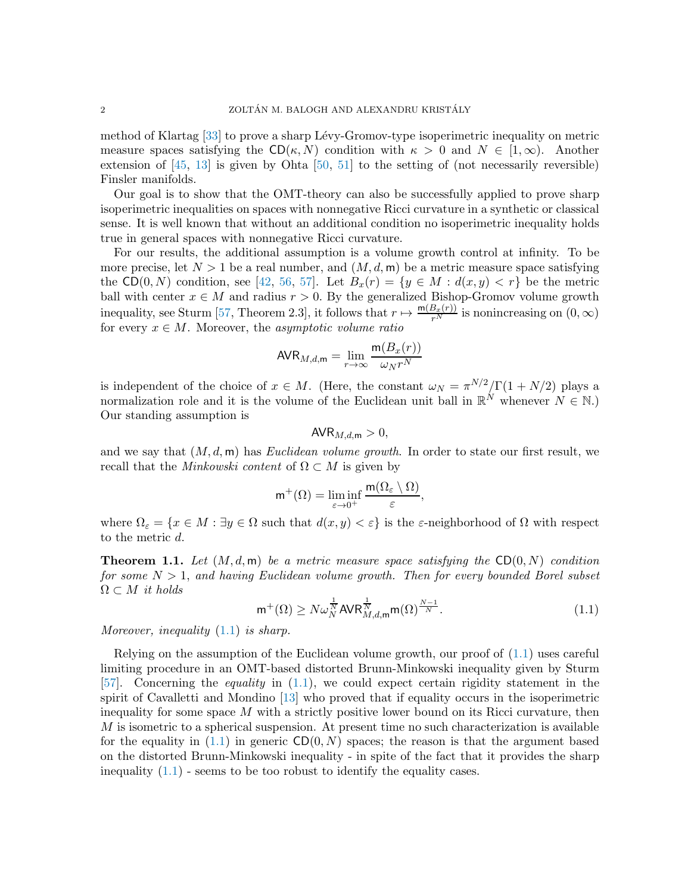method of Klartag [33] to prove a sharp Lévy-Gromov-type isoperimetric inequality on metric measure spaces satisfying the $\mathsf{CD}(\kappa, N)$ condition with $\kappa > 0$ and $N \in [1, \infty)$. Another extension of [45, 13] is given by Ohta [50, 51] to the setting of (not necessarily reversible) Finsler manifolds.

Our goal is to show that the OMT-theory can also be successfully applied to prove sharp isoperimetric inequalities on spaces with nonnegative Ricci curvature in a synthetic or classical sense. It is well known that without an additional condition no isoperimetric inequality holds true in general spaces with nonnegative Ricci curvature.

For our results, the additional assumption is a volume growth control at infinity. To be more precise, let $N > 1$ be a real number, and $(M, d, \mathsf{m})$ be a metric measure space satisfying the $\mathsf{CD}(0, N)$ condition, see [42, 56, 57]. Let $B_x(r) = \{y \in M : d(x, y) < r\}$ be the metric ball with center $x \in M$ and radius $r > 0$. By the generalized Bishop-Gromov volume growth inequality, see Sturm [57, Theorem 2.3], it follows that $r \mapsto \frac{\mathsf{m}(B_x(r))}{r^N}$ is nonincreasing on $(0, \infty)$ for every $x \in M$. Moreover, the *asymptotic volume ratio*

$$\mathsf{AVR}_{M,d,\mathsf{m}} = \lim_{r \to \infty} \frac{\mathsf{m}(B_x(r))}{\omega_N r^N}$$

is independent of the choice of $x \in M$. (Here, the constant $\omega_N = \pi^{N/2}/\Gamma(1 + N/2)$ plays a normalization role and it is the volume of the Euclidean unit ball in $\mathbb{R}^N$ whenever $N \in \mathbb{N}$.) Our standing assumption is

$$\mathsf{AVR}_{M,d,\mathsf{m}} > 0,$$

and we say that $(M, d, \mathsf{m})$ has *Euclidean volume growth.* In order to state our first result, we recall that the *Minkowski content* of $\Omega \subset M$ is given by

$$\mathsf{m}^+(\Omega) = \liminf_{\varepsilon \to 0^+} \frac{\mathsf{m}(\Omega_\varepsilon \setminus \Omega)}{\varepsilon},$$

where $\Omega_\varepsilon = \{x \in M : \exists y \in \Omega \text{ such that } d(x, y) < \varepsilon\}$ is the $\varepsilon$-neighborhood of $\Omega$ with respect to the metric $d$.

**Theorem 1.1.** *Let $(M, d, \mathsf{m})$ be a metric measure space satisfying the $\mathsf{CD}(0, N)$ condition for some $N > 1$, and having Euclidean volume growth. Then for every bounded Borel subset $\Omega \subset M$ it holds*

$$\mathsf{m}^+(\Omega) \geq N \omega_N^{\frac{1}{N}} \mathsf{AVR}_{M,d,\mathsf{m}}^{\frac{1}{N}} \mathsf{m}(\Omega)^{\frac{N-1}{N}}. \tag{1.1}$$

*Moreover, inequality (1.1) is sharp.*

Relying on the assumption of the Euclidean volume growth, our proof of (1.1) uses careful limiting procedure in an OMT-based distorted Brunn-Minkowski inequality given by Sturm [57]. Concerning the *equality* in (1.1), we could expect certain rigidity statement in the spirit of Cavalletti and Mondino [13] who proved that if equality occurs in the isoperimetric inequality for some space $M$ with a strictly positive lower bound on its Ricci curvature, then $M$ is isometric to a spherical suspension. At present time no such characterization is available for the equality in (1.1) in generic $\mathsf{CD}(0, N)$ spaces; the reason is that the argument based on the distorted Brunn-Minkowski inequality - in spite of the fact that it provides the sharp inequality (1.1) - seems to be too robust to identify the equality cases.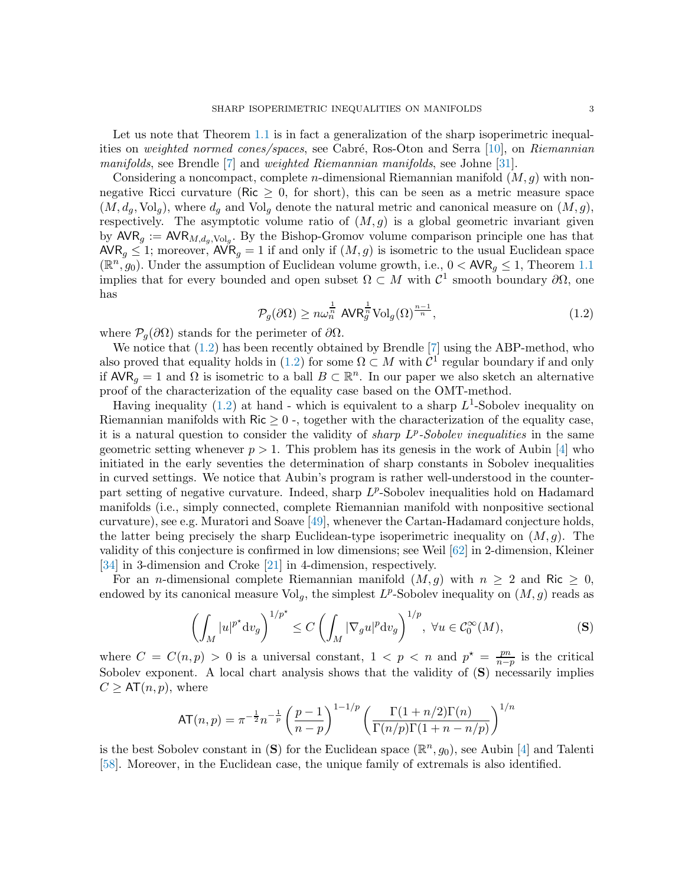Let us note that Theorem 1.1 is in fact a generalization of the sharp isoperimetric inequalities on *weighted normed cones/spaces*, see Cabré, Ros-Oton and Serra [10], on *Riemannian manifolds*, see Brendle [7] and *weighted Riemannian manifolds*, see Johne [31].

Considering a noncompact, complete $n$-dimensional Riemannian manifold $(M, g)$ with nonnegative Ricci curvature ($\mathsf{Ric} \geq 0$, for short), this can be seen as a metric measure space $(M, d_g, \mathrm{Vol}_g)$, where $d_g$ and $\mathrm{Vol}_g$ denote the natural metric and canonical measure on $(M, g)$, respectively. The asymptotic volume ratio of $(M, g)$ is a global geometric invariant given by $\mathsf{AVR}_g := \mathsf{AVR}_{M,d_g,\mathrm{Vol}_g}$. By the Bishop-Gromov volume comparison principle one has that $\mathsf{AVR}_g \leq 1$; moreover, $\mathsf{AVR}_g = 1$ if and only if $(M, g)$ is isometric to the usual Euclidean space $(\mathbb{R}^n, g_0)$. Under the assumption of Euclidean volume growth, i.e., $0 < \mathsf{AVR}_g \leq 1$, Theorem 1.1 implies that for every bounded and open subset $\Omega \subset M$ with $\mathcal{C}^1$ smooth boundary $\partial\Omega$, one has

$$\mathcal{P}_g(\partial\Omega) \geq n\omega_n^{\frac{1}{n}}\ \mathsf{AVR}_g^{\frac{1}{n}} \mathrm{Vol}_g(\Omega)^{\frac{n-1}{n}}, \tag{1.2}$$

where $\mathcal{P}_g(\partial\Omega)$ stands for the perimeter of $\partial\Omega$.

We notice that (1.2) has been recently obtained by Brendle [7] using the ABP-method, who also proved that equality holds in (1.2) for some $\Omega \subset M$ with $\mathcal{C}^1$ regular boundary if and only if $\mathsf{AVR}_g = 1$ and $\Omega$ is isometric to a ball $B \subset \mathbb{R}^n$. In our paper we also sketch an alternative proof of the characterization of the equality case based on the OMT-method.

Having inequality (1.2) at hand - which is equivalent to a sharp $L^1$-Sobolev inequality on Riemannian manifolds with $\mathsf{Ric} \geq 0$ -, together with the characterization of the equality case, it is a natural question to consider the validity of *sharp $L^p$-Sobolev inequalities* in the same geometric setting whenever $p > 1$. This problem has its genesis in the work of Aubin [4] who initiated in the early seventies the determination of sharp constants in Sobolev inequalities in curved settings. We notice that Aubin's program is rather well-understood in the counterpart setting of negative curvature. Indeed, sharp $L^p$-Sobolev inequalities hold on Hadamard manifolds (i.e., simply connected, complete Riemannian manifold with nonpositive sectional curvature), see e.g. Muratori and Soave [49], whenever the Cartan-Hadamard conjecture holds, the latter being precisely the sharp Euclidean-type isoperimetric inequality on $(M, g)$. The validity of this conjecture is confirmed in low dimensions; see Weil [62] in 2-dimension, Kleiner [34] in 3-dimension and Croke [21] in 4-dimension, respectively.

For an $n$-dimensional complete Riemannian manifold $(M, g)$ with $n \geq 2$ and $\mathsf{Ric} \geq 0$, endowed by its canonical measure $\mathrm{Vol}_g$, the simplest $L^p$-Sobolev inequality on $(M, g)$ reads as

$$\left(\int_M |u|^{p^\star} \mathrm{d}v_g\right)^{1/p^\star} \leq C \left(\int_M |\nabla_g u|^p \mathrm{d}v_g\right)^{1/p},\ \forall u \in \mathcal{C}_0^\infty(M), \tag{$\mathbf{S}$}$$

where $C = C(n, p) > 0$ is a universal constant, $1 < p < n$ and $p^\star = \frac{pn}{n-p}$ is the critical Sobolev exponent. A local chart analysis shows that the validity of ($\mathbf{S}$) necessarily implies $C \geq \mathsf{AT}(n, p)$, where

$$\mathsf{AT}(n,p) = \pi^{-\frac{1}{2}} n^{-\frac{1}{p}} \left(\frac{p-1}{n-p}\right)^{1-1/p} \left(\frac{\Gamma(1+n/2)\Gamma(n)}{\Gamma(n/p)\Gamma(1+n-n/p)}\right)^{1/n}$$

is the best Sobolev constant in ($\mathbf{S}$) for the Euclidean space $(\mathbb{R}^n, g_0)$, see Aubin [4] and Talenti [58]. Moreover, in the Euclidean case, the unique family of extremals is also identified.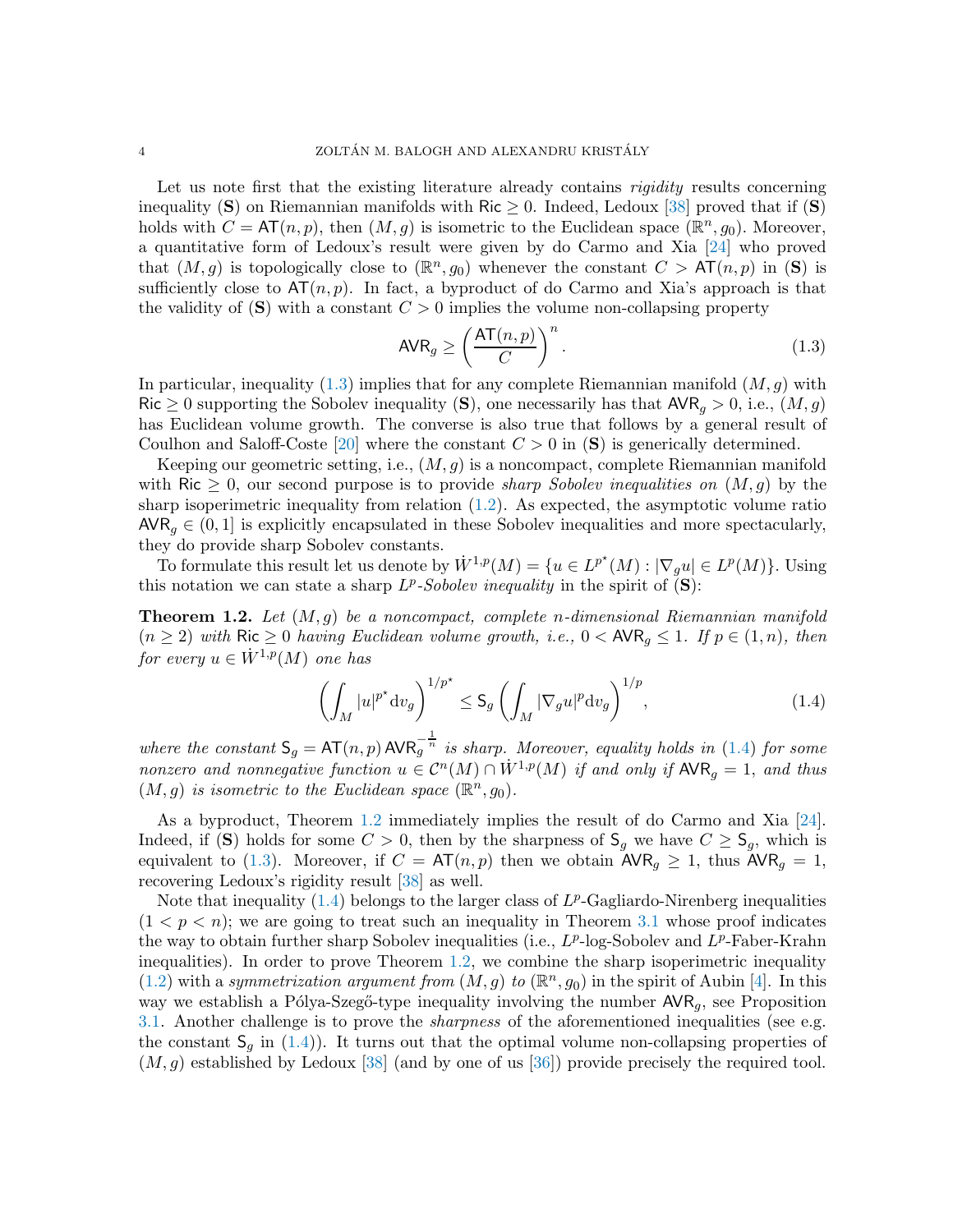Let us note first that the existing literature already contains *rigidity* results concerning inequality (**S**) on Riemannian manifolds with $\mathsf{Ric} \geq 0$. Indeed, Ledoux [38] proved that if (**S**) holds with $C = \mathsf{AT}(n,p)$, then $(M,g)$ is isometric to the Euclidean space $(\mathbb{R}^n, g_0)$. Moreover, a quantitative form of Ledoux's result were given by do Carmo and Xia [24] who proved that $(M,g)$ is topologically close to $(\mathbb{R}^n, g_0)$ whenever the constant $C > \mathsf{AT}(n,p)$ in (**S**) is sufficiently close to $\mathsf{AT}(n,p)$. In fact, a byproduct of do Carmo and Xia's approach is that the validity of (**S**) with a constant $C > 0$ implies the volume non-collapsing property

$$\mathsf{AVR}_g \geq \left(\frac{\mathsf{AT}(n,p)}{C}\right)^n. \tag{1.3}$$

In particular, inequality (1.3) implies that for any complete Riemannian manifold $(M,g)$ with $\mathsf{Ric} \geq 0$ supporting the Sobolev inequality (**S**), one necessarily has that $\mathsf{AVR}_g > 0$, i.e., $(M,g)$ has Euclidean volume growth. The converse is also true that follows by a general result of Coulhon and Saloff-Coste [20] where the constant $C > 0$ in (**S**) is generically determined.

Keeping our geometric setting, i.e., $(M,g)$ is a noncompact, complete Riemannian manifold with $\mathsf{Ric} \geq 0$, our second purpose is to provide *sharp Sobolev inequalities on* $(M,g)$ by the sharp isoperimetric inequality from relation (1.2). As expected, the asymptotic volume ratio $\mathsf{AVR}_g \in (0,1]$ is explicitly encapsulated in these Sobolev inequalities and more spectacularly, they do provide sharp Sobolev constants.

To formulate this result let us denote by $\dot{W}^{1,p}(M) = \{u \in L^{p^\star}(M) : |\nabla_g u| \in L^p(M)\}$. Using this notation we can state a sharp $L^p$*-Sobolev inequality* in the spirit of (**S**):

**Theorem 1.2.** *Let $(M,g)$ be a noncompact, complete $n$-dimensional Riemannian manifold ($n \geq 2$) with $\mathsf{Ric} \geq 0$ having Euclidean volume growth, i.e., $0 < \mathsf{AVR}_g \leq 1$. If $p \in (1,n)$, then for every $u \in \dot{W}^{1,p}(M)$ one has*

$$\left(\int_M |u|^{p^\star} \mathrm{d}v_g\right)^{1/p^\star} \leq \mathsf{S}_g \left(\int_M |\nabla_g u|^p \mathrm{d}v_g\right)^{1/p}, \tag{1.4}$$

*where the constant $\mathsf{S}_g = \mathsf{AT}(n,p)\,\mathsf{AVR}_g^{-\frac{1}{n}}$ is sharp. Moreover, equality holds in (1.4) for some nonzero and nonnegative function $u \in \mathcal{C}^n(M) \cap \dot{W}^{1,p}(M)$ if and only if $\mathsf{AVR}_g = 1$, and thus $(M,g)$ is isometric to the Euclidean space $(\mathbb{R}^n, g_0)$.*

As a byproduct, Theorem 1.2 immediately implies the result of do Carmo and Xia [24]. Indeed, if (**S**) holds for some $C > 0$, then by the sharpness of $\mathsf{S}_g$ we have $C \geq \mathsf{S}_g$, which is equivalent to (1.3). Moreover, if $C = \mathsf{AT}(n,p)$ then we obtain $\mathsf{AVR}_g \geq 1$, thus $\mathsf{AVR}_g = 1$, recovering Ledoux's rigidity result [38] as well.

Note that inequality (1.4) belongs to the larger class of $L^p$-Gagliardo-Nirenberg inequalities ($1 < p < n$); we are going to treat such an inequality in Theorem 3.1 whose proof indicates the way to obtain further sharp Sobolev inequalities (i.e., $L^p$-log-Sobolev and $L^p$-Faber-Krahn inequalities). In order to prove Theorem 1.2, we combine the sharp isoperimetric inequality (1.2) with a *symmetrization argument from* $(M,g)$ *to* $(\mathbb{R}^n, g_0)$ in the spirit of Aubin [4]. In this way we establish a Pólya-Szegő-type inequality involving the number $\mathsf{AVR}_g$, see Proposition 3.1. Another challenge is to prove the *sharpness* of the aforementioned inequalities (see e.g. the constant $\mathsf{S}_g$ in (1.4)). It turns out that the optimal volume non-collapsing properties of $(M,g)$ established by Ledoux [38] (and by one of us [36]) provide precisely the required tool.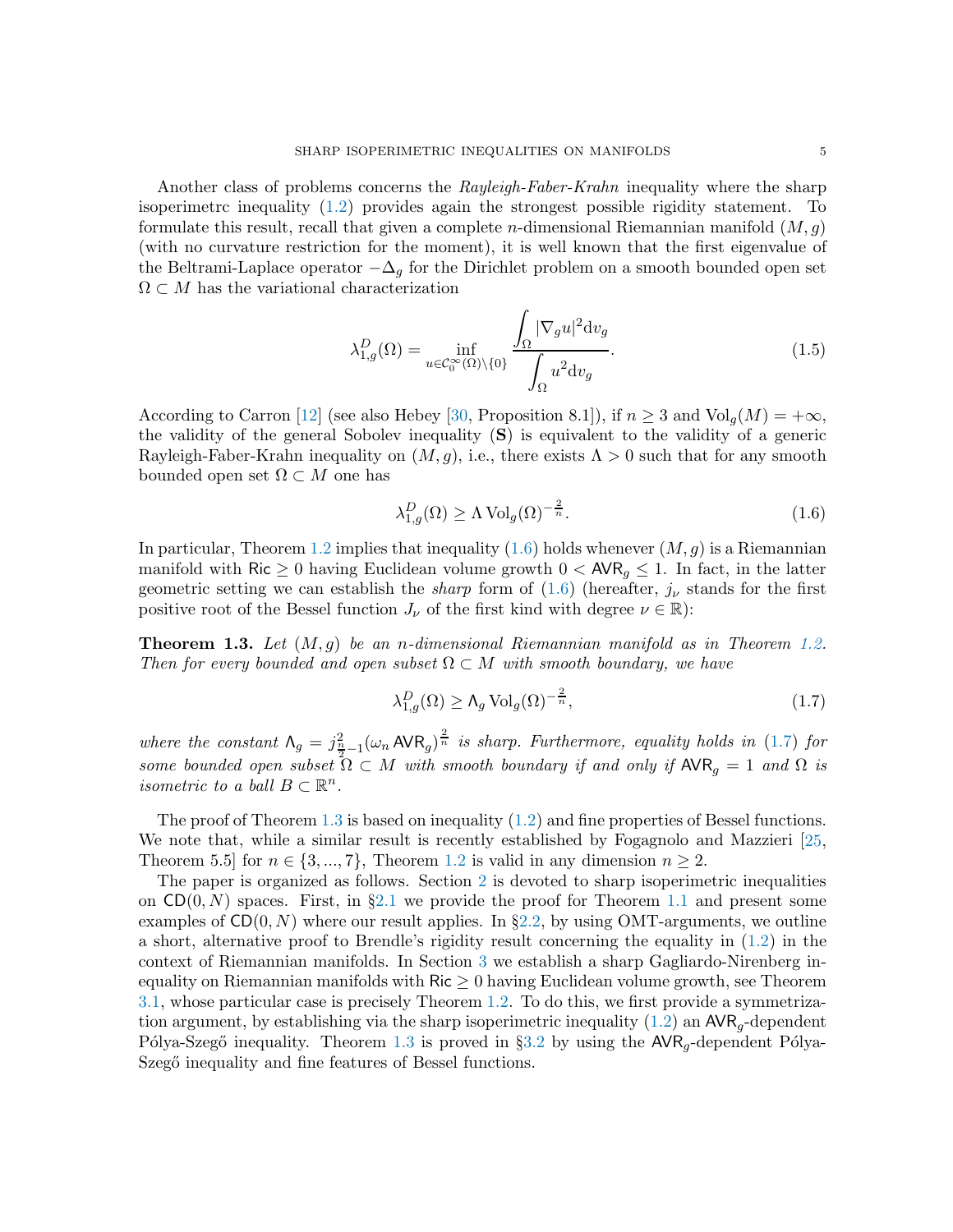Another class of problems concerns the *Rayleigh-Faber-Krahn* inequality where the sharp isoperimetrc inequality (1.2) provides again the strongest possible rigidity statement. To formulate this result, recall that given a complete $n$-dimensional Riemannian manifold $(M, g)$ (with no curvature restriction for the moment), it is well known that the first eigenvalue of the Beltrami-Laplace operator $-\Delta_g$ for the Dirichlet problem on a smooth bounded open set $\Omega \subset M$ has the variational characterization

$$\lambda_{1,g}^D(\Omega) = \inf_{u \in \mathcal{C}_0^\infty(\Omega)\setminus\{0\}} \frac{\displaystyle\int_\Omega |\nabla_g u|^2 \mathrm{d}v_g}{\displaystyle\int_\Omega u^2 \mathrm{d}v_g}. \tag{1.5}$$

According to Carron [12] (see also Hebey [30, Proposition 8.1]), if $n \geq 3$ and $\mathrm{Vol}_g(M) = +\infty$, the validity of the general Sobolev inequality (**S**) is equivalent to the validity of a generic Rayleigh-Faber-Krahn inequality on $(M, g)$, i.e., there exists $\Lambda > 0$ such that for any smooth bounded open set $\Omega \subset M$ one has

$$\lambda_{1,g}^D(\Omega) \geq \Lambda \, \mathrm{Vol}_g(\Omega)^{-\frac{2}{n}}. \tag{1.6}$$

In particular, Theorem 1.2 implies that inequality (1.6) holds whenever $(M, g)$ is a Riemannian manifold with $\mathsf{Ric} \geq 0$ having Euclidean volume growth $0 < \mathsf{AVR}_g \leq 1$. In fact, in the latter geometric setting we can establish the *sharp* form of (1.6) (hereafter, $j_\nu$ stands for the first positive root of the Bessel function $J_\nu$ of the first kind with degree $\nu \in \mathbb{R}$):

**Theorem 1.3.** *Let $(M, g)$ be an $n$-dimensional Riemannian manifold as in Theorem 1.2. Then for every bounded and open subset $\Omega \subset M$ with smooth boundary, we have*

$$\lambda_{1,g}^D(\Omega) \geq \mathsf{\Lambda}_g \, \mathrm{Vol}_g(\Omega)^{-\frac{2}{n}}, \tag{1.7}$$

*where the constant $\mathsf{\Lambda}_g = j_{\frac{n}{2}-1}^2(\omega_n \mathsf{AVR}_g)^{\frac{2}{n}}$ is sharp. Furthermore, equality holds in (1.7) for some bounded open subset $\Omega \subset M$ with smooth boundary if and only if $\mathsf{AVR}_g = 1$ and $\Omega$ is isometric to a ball $B \subset \mathbb{R}^n$.*

The proof of Theorem 1.3 is based on inequality (1.2) and fine properties of Bessel functions. We note that, while a similar result is recently established by Fogagnolo and Mazzieri [25, Theorem 5.5] for $n \in \{3, ..., 7\}$, Theorem 1.2 is valid in any dimension $n \geq 2$.

The paper is organized as follows. Section 2 is devoted to sharp isoperimetric inequalities on $\mathsf{CD}(0, N)$ spaces. First, in §2.1 we provide the proof for Theorem 1.1 and present some examples of $\mathsf{CD}(0, N)$ where our result applies. In §2.2, by using OMT-arguments, we outline a short, alternative proof to Brendle's rigidity result concerning the equality in (1.2) in the context of Riemannian manifolds. In Section 3 we establish a sharp Gagliardo-Nirenberg inequality on Riemannian manifolds with $\mathsf{Ric} \geq 0$ having Euclidean volume growth, see Theorem 3.1, whose particular case is precisely Theorem 1.2. To do this, we first provide a symmetrization argument, by establishing via the sharp isoperimetric inequality (1.2) an $\mathsf{AVR}_g$-dependent Pólya-Szegő inequality. Theorem 1.3 is proved in §3.2 by using the $\mathsf{AVR}_g$-dependent Pólya-Szegő inequality and fine features of Bessel functions.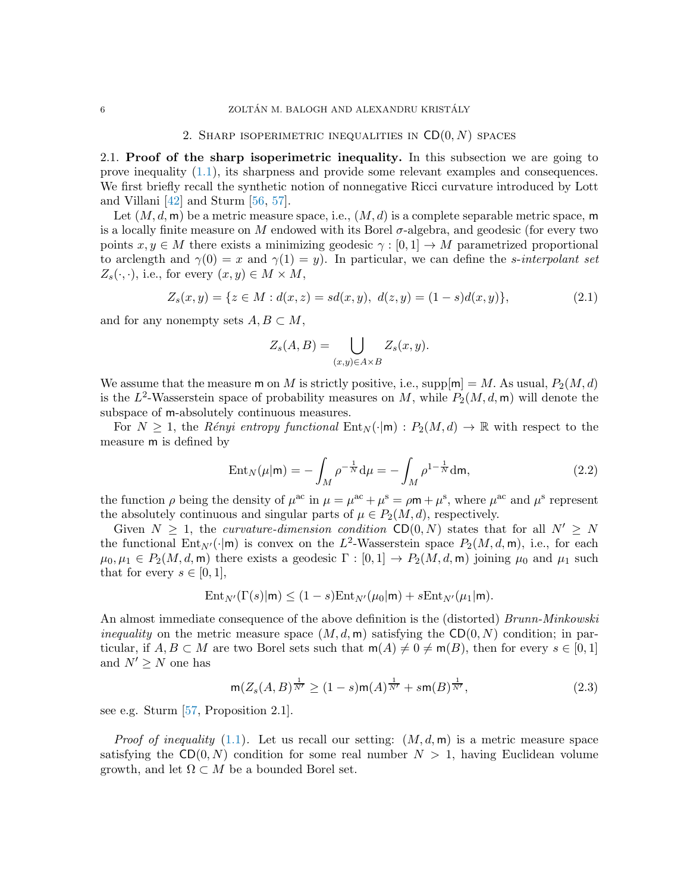## 2. Sharp isoperimetric inequalities in $\mathsf{CD}(0,N)$ spaces

2.1. **Proof of the sharp isoperimetric inequality.** In this subsection we are going to prove inequality (1.1), its sharpness and provide some relevant examples and consequences. We first briefly recall the synthetic notion of nonnegative Ricci curvature introduced by Lott and Villani [42] and Sturm [56, 57].

Let $(M,d,\mathsf{m})$ be a metric measure space, i.e., $(M,d)$ is a complete separable metric space, $\mathsf{m}$ is a locally finite measure on $M$ endowed with its Borel $\sigma$-algebra, and geodesic (for every two points $x,y\in M$ there exists a minimizing geodesic $\gamma:[0,1]\to M$ parametrized proportional to arclength and $\gamma(0)=x$ and $\gamma(1)=y$). In particular, we can define the *s-interpolant set* $Z_s(\cdot,\cdot)$, i.e., for every $(x,y)\in M\times M$,

$$Z_s(x,y)=\{z\in M: d(x,z)=sd(x,y),\ d(z,y)=(1-s)d(x,y)\}, \tag{2.1}$$

and for any nonempty sets $A,B\subset M$,

$$Z_s(A,B)=\bigcup_{(x,y)\in A\times B} Z_s(x,y).$$

We assume that the measure $\mathsf{m}$ on $M$ is strictly positive, i.e., $\text{supp}[\mathsf{m}]=M$. As usual, $P_2(M,d)$ is the $L^2$-Wasserstein space of probability measures on $M$, while $P_2(M,d,\mathsf{m})$ will denote the subspace of $\mathsf{m}$-absolutely continuous measures.

For $N\geq 1$, the *Rényi entropy functional* $\text{Ent}_N(\cdot|\mathsf{m}):P_2(M,d)\to\mathbb{R}$ with respect to the measure $\mathsf{m}$ is defined by

$$\text{Ent}_N(\mu|\mathsf{m})=-\int_M \rho^{-\frac{1}{N}}\text{d}\mu=-\int_M \rho^{1-\frac{1}{N}}\text{d}\mathsf{m}, \tag{2.2}$$

the function $\rho$ being the density of $\mu^{\rm ac}$ in $\mu=\mu^{\rm ac}+\mu^{\rm s}=\rho\mathsf{m}+\mu^{\rm s}$, where $\mu^{\rm ac}$ and $\mu^{\rm s}$ represent the absolutely continuous and singular parts of $\mu\in P_2(M,d)$, respectively.

Given $N\geq 1$, the *curvature-dimension condition* $\mathsf{CD}(0,N)$ states that for all $N'\geq N$ the functional $\text{Ent}_{N'}(\cdot|\mathsf{m})$ is convex on the $L^2$-Wasserstein space $P_2(M,d,\mathsf{m})$, i.e., for each $\mu_0,\mu_1\in P_2(M,d,\mathsf{m})$ there exists a geodesic $\Gamma:[0,1]\to P_2(M,d,\mathsf{m})$ joining $\mu_0$ and $\mu_1$ such that for every $s\in[0,1]$,

$$\text{Ent}_{N'}(\Gamma(s)|\mathsf{m})\leq (1-s)\text{Ent}_{N'}(\mu_0|\mathsf{m})+s\text{Ent}_{N'}(\mu_1|\mathsf{m}).$$

An almost immediate consequence of the above definition is the (distorted) *Brunn-Minkowski inequality* on the metric measure space $(M,d,\mathsf{m})$ satisfying the $\mathsf{CD}(0,N)$ condition; in particular, if $A,B\subset M$ are two Borel sets such that $\mathsf{m}(A)\neq 0\neq \mathsf{m}(B)$, then for every $s\in[0,1]$ and $N'\geq N$ one has

$$\mathsf{m}(Z_s(A,B)^{\frac{1}{N'}}\geq (1-s)\mathsf{m}(A)^{\frac{1}{N'}}+s\mathsf{m}(B)^{\frac{1}{N'}}, \tag{2.3}$$

see e.g. Sturm [57, Proposition 2.1].

*Proof of inequality* (1.1). Let us recall our setting: $(M,d,\mathsf{m})$ is a metric measure space satisfying the $\mathsf{CD}(0,N)$ condition for some real number $N>1$, having Euclidean volume growth, and let $\Omega\subset M$ be a bounded Borel set.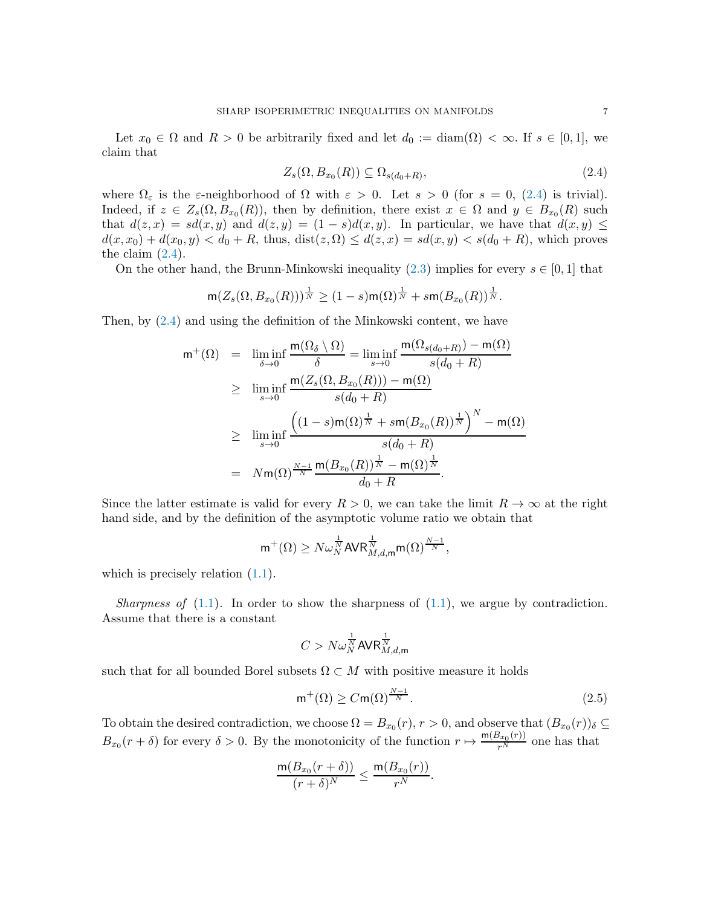Let $x_0 \in \Omega$ and $R > 0$ be arbitrarily fixed and let $d_0 := \mathrm{diam}(\Omega) < \infty$. If $s \in [0,1]$, we claim that

$$Z_s(\Omega, B_{x_0}(R)) \subseteq \Omega_{s(d_0+R)}, \tag{2.4}$$

where $\Omega_\varepsilon$ is the $\varepsilon$-neighborhood of $\Omega$ with $\varepsilon > 0$. Let $s > 0$ (for $s = 0$, (2.4) is trivial). Indeed, if $z \in Z_s(\Omega, B_{x_0}(R))$, then by definition, there exist $x \in \Omega$ and $y \in B_{x_0}(R)$ such that $d(z,x) = sd(x,y)$ and $d(z,y) = (1-s)d(x,y)$. In particular, we have that $d(x,y) \leq d(x,x_0) + d(x_0,y) < d_0 + R$, thus, $\mathrm{dist}(z,\Omega) \leq d(z,x) = sd(x,y) < s(d_0+R)$, which proves the claim (2.4).

On the other hand, the Brunn-Minkowski inequality (2.3) implies for every $s \in [0,1]$ that

$$\mathsf{m}(Z_s(\Omega, B_{x_0}(R)))^{\frac{1}{N}} \geq (1-s)\mathsf{m}(\Omega)^{\frac{1}{N}} + s\mathsf{m}(B_{x_0}(R))^{\frac{1}{N}}.$$

Then, by (2.4) and using the definition of the Minkowski content, we have

$$\begin{aligned}
\mathsf{m}^+(\Omega) &= \liminf_{\delta \to 0} \frac{\mathsf{m}(\Omega_\delta \setminus \Omega)}{\delta} = \liminf_{s \to 0} \frac{\mathsf{m}(\Omega_{s(d_0+R)}) - \mathsf{m}(\Omega)}{s(d_0+R)} \\
&\geq \liminf_{s \to 0} \frac{\mathsf{m}(Z_s(\Omega, B_{x_0}(R))) - \mathsf{m}(\Omega)}{s(d_0+R)} \\
&\geq \liminf_{s \to 0} \frac{\left((1-s)\mathsf{m}(\Omega)^{\frac{1}{N}} + s\mathsf{m}(B_{x_0}(R))^{\frac{1}{N}}\right)^N - \mathsf{m}(\Omega)}{s(d_0+R)} \\
&= N\mathsf{m}(\Omega)^{\frac{N-1}{N}} \frac{\mathsf{m}(B_{x_0}(R))^{\frac{1}{N}} - \mathsf{m}(\Omega)^{\frac{1}{N}}}{d_0+R}.
\end{aligned}$$

Since the latter estimate is valid for every $R > 0$, we can take the limit $R \to \infty$ at the right hand side, and by the definition of the asymptotic volume ratio we obtain that

$$\mathsf{m}^+(\Omega) \geq N\omega_N^{\frac{1}{N}} \mathsf{AVR}_{M,d,\mathsf{m}}^{\frac{1}{N}} \mathsf{m}(\Omega)^{\frac{N-1}{N}},$$

which is precisely relation (1.1).

*Sharpness of* (1.1). In order to show the sharpness of (1.1), we argue by contradiction. Assume that there is a constant

$$C > N\omega_N^{\frac{1}{N}} \mathsf{AVR}_{M,d,\mathsf{m}}^{\frac{1}{N}}$$

such that for all bounded Borel subsets $\Omega \subset M$ with positive measure it holds

$$\mathsf{m}^+(\Omega) \geq C\mathsf{m}(\Omega)^{\frac{N-1}{N}}. \tag{2.5}$$

To obtain the desired contradiction, we choose $\Omega = B_{x_0}(r)$, $r > 0$, and observe that $(B_{x_0}(r))_\delta \subseteq B_{x_0}(r+\delta)$ for every $\delta > 0$. By the monotonicity of the function $r \mapsto \frac{\mathsf{m}(B_{x_0}(r))}{r^N}$ one has that

$$\frac{\mathsf{m}(B_{x_0}(r+\delta))}{(r+\delta)^N} \leq \frac{\mathsf{m}(B_{x_0}(r))}{r^N}.$$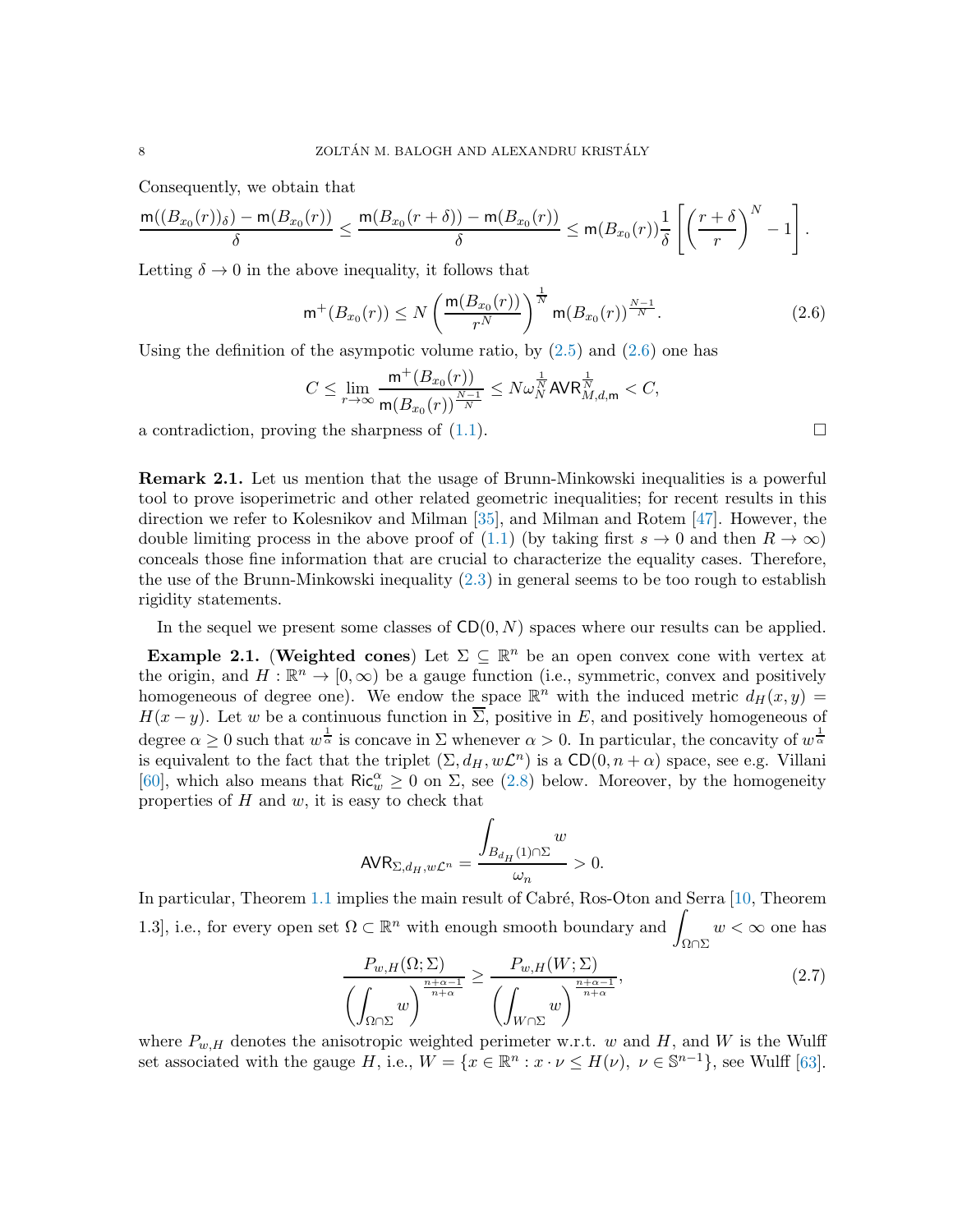Consequently, we obtain that

$$\frac{\mathsf{m}((B_{x_0}(r))_\delta) - \mathsf{m}(B_{x_0}(r))}{\delta} \leq \frac{\mathsf{m}(B_{x_0}(r+\delta)) - \mathsf{m}(B_{x_0}(r))}{\delta} \leq \mathsf{m}(B_{x_0}(r))\frac{1}{\delta}\left[\left(\frac{r+\delta}{r}\right)^N - 1\right].$$

Letting $\delta \to 0$ in the above inequality, it follows that

$$\mathsf{m}^+(B_{x_0}(r)) \leq N\left(\frac{\mathsf{m}(B_{x_0}(r))}{r^N}\right)^{\frac{1}{N}} \mathsf{m}(B_{x_0}(r))^{\frac{N-1}{N}}. \tag{2.6}$$

Using the definition of the asympotic volume ratio, by (2.5) and (2.6) one has

$$C \leq \lim_{r\to\infty} \frac{\mathsf{m}^+(B_{x_0}(r))}{\mathsf{m}(B_{x_0}(r))^{\frac{N-1}{N}}} \leq N\omega_N^{\frac{1}{N}} \mathsf{AVR}_{M,d,\mathsf{m}}^{\frac{1}{N}} < C,$$

a contradiction, proving the sharpness of (1.1). $\square$

**Remark 2.1.** Let us mention that the usage of Brunn-Minkowski inequalities is a powerful tool to prove isoperimetric and other related geometric inequalities; for recent results in this direction we refer to Kolesnikov and Milman [35], and Milman and Rotem [47]. However, the double limiting process in the above proof of (1.1) (by taking first $s \to 0$ and then $R \to \infty$) conceals those fine information that are crucial to characterize the equality cases. Therefore, the use of the Brunn-Minkowski inequality (2.3) in general seems to be too rough to establish rigidity statements.

In the sequel we present some classes of $\mathsf{CD}(0,N)$ spaces where our results can be applied.

**Example 2.1.** (**Weighted cones**) Let $\Sigma \subseteq \mathbb{R}^n$ be an open convex cone with vertex at the origin, and $H : \mathbb{R}^n \to [0,\infty)$ be a gauge function (i.e., symmetric, convex and positively homogeneous of degree one). We endow the space $\mathbb{R}^n$ with the induced metric $d_H(x,y) = H(x-y)$. Let $w$ be a continuous function in $\overline{\Sigma}$, positive in $E$, and positively homogeneous of degree $\alpha \geq 0$ such that $w^{\frac{1}{\alpha}}$ is concave in $\Sigma$ whenever $\alpha > 0$. In particular, the concavity of $w^{\frac{1}{\alpha}}$ is equivalent to the fact that the triplet $(\Sigma, d_H, w\mathcal{L}^n)$ is a $\mathsf{CD}(0, n+\alpha)$ space, see e.g. Villani [60], which also means that $\mathsf{Ric}_w^\alpha \geq 0$ on $\Sigma$, see (2.8) below. Moreover, by the homogeneity properties of $H$ and $w$, it is easy to check that

$$\mathsf{AVR}_{\Sigma,d_H,w\mathcal{L}^n} = \frac{\displaystyle\int_{B_{d_H}(1)\cap\Sigma} w}{\omega_n} > 0.$$

In particular, Theorem 1.1 implies the main result of Cabré, Ros-Oton and Serra [10, Theorem 1.3], i.e., for every open set $\Omega \subset \mathbb{R}^n$ with enough smooth boundary and $\displaystyle\int_{\Omega\cap\Sigma} w < \infty$ one has

$$\frac{P_{w,H}(\Omega;\Sigma)}{\left(\displaystyle\int_{\Omega\cap\Sigma} w\right)^{\frac{n+\alpha-1}{n+\alpha}}} \geq \frac{P_{w,H}(W;\Sigma)}{\left(\displaystyle\int_{W\cap\Sigma} w\right)^{\frac{n+\alpha-1}{n+\alpha}}}, \tag{2.7}$$

where $P_{w,H}$ denotes the anisotropic weighted perimeter w.r.t. $w$ and $H$, and $W$ is the Wulff set associated with the gauge $H$, i.e., $W = \{x \in \mathbb{R}^n : x \cdot \nu \leq H(\nu),\ \nu \in \mathbb{S}^{n-1}\}$, see Wulff [63].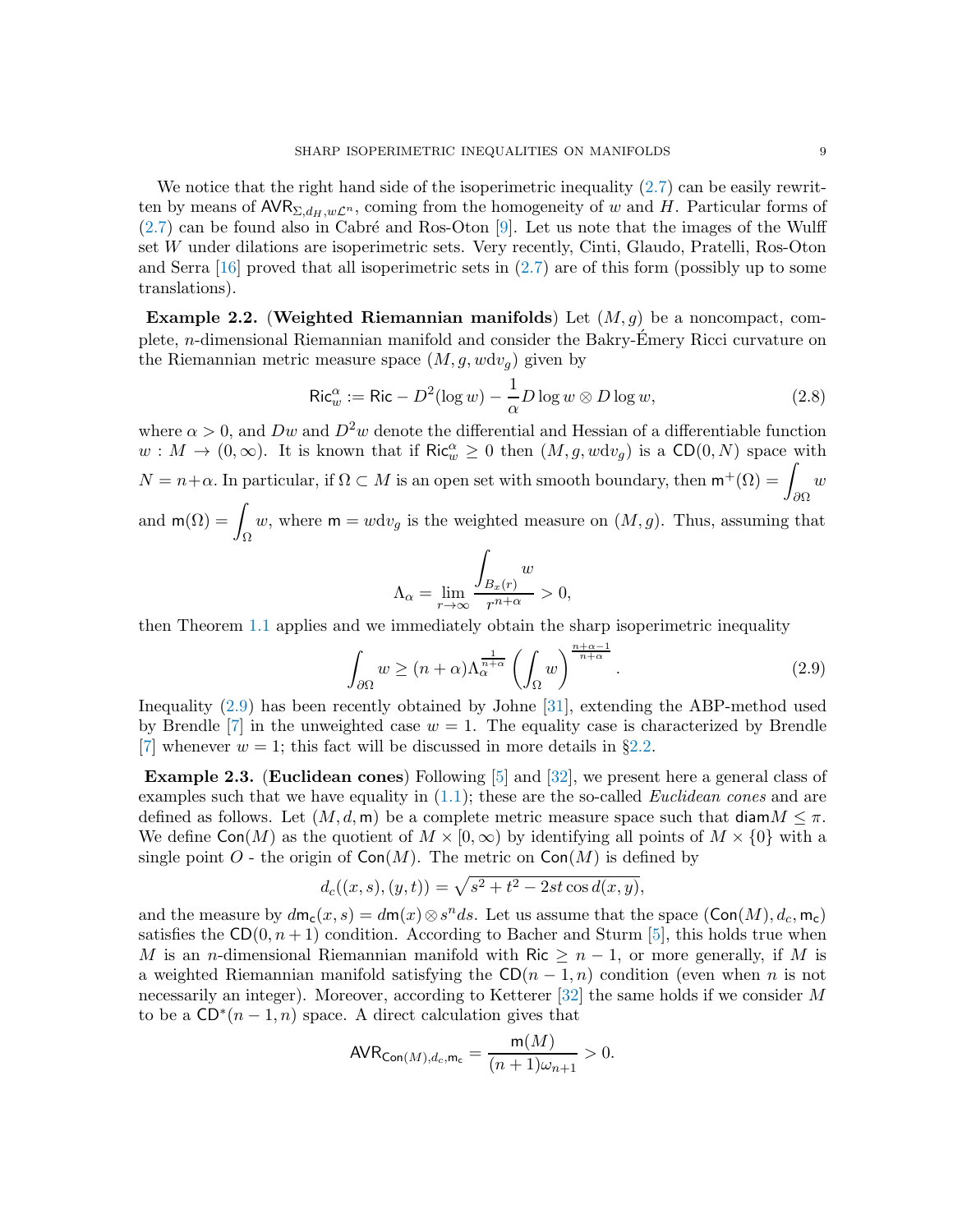We notice that the right hand side of the isoperimetric inequality (2.7) can be easily rewritten by means of $\mathsf{AVR}_{\Sigma,d_H,w\mathcal{L}^n}$, coming from the homogeneity of $w$ and $H$. Particular forms of (2.7) can be found also in Cabré and Ros-Oton [9]. Let us note that the images of the Wulff set $W$ under dilations are isoperimetric sets. Very recently, Cinti, Glaudo, Pratelli, Ros-Oton and Serra [16] proved that all isoperimetric sets in (2.7) are of this form (possibly up to some translations).

**Example 2.2.** (**Weighted Riemannian manifolds**) Let $(M, g)$ be a noncompact, complete, $n$-dimensional Riemannian manifold and consider the Bakry-Émery Ricci curvature on the Riemannian metric measure space $(M, g, w\mathrm{d}v_g)$ given by

$$\mathsf{Ric}_w^\alpha := \mathsf{Ric} - D^2(\log w) - \frac{1}{\alpha} D\log w \otimes D\log w, \tag{2.8}$$

where $\alpha > 0$, and $Dw$ and $D^2w$ denote the differential and Hessian of a differentiable function $w : M \to (0,\infty)$. It is known that if $\mathsf{Ric}_w^\alpha \geq 0$ then $(M, g, w\mathrm{d}v_g)$ is a $\mathsf{CD}(0, N)$ space with $N = n+\alpha$. In particular, if $\Omega \subset M$ is an open set with smooth boundary, then $\mathsf{m}^+(\Omega) = \displaystyle\int_{\partial\Omega} w$ and $\mathsf{m}(\Omega) = \displaystyle\int_\Omega w$, where $\mathsf{m} = w\mathrm{d}v_g$ is the weighted measure on $(M, g)$. Thus, assuming that

$$\Lambda_\alpha = \lim_{r\to\infty} \frac{\displaystyle\int_{B_x(r)} w}{r^{n+\alpha}} > 0,$$

then Theorem 1.1 applies and we immediately obtain the sharp isoperimetric inequality

$$\int_{\partial\Omega} w \geq (n+\alpha)\Lambda_\alpha^{\frac{1}{n+\alpha}} \left(\int_\Omega w\right)^{\frac{n+\alpha-1}{n+\alpha}}. \tag{2.9}$$

Inequality (2.9) has been recently obtained by Johne [31], extending the ABP-method used by Brendle [7] in the unweighted case $w = 1$. The equality case is characterized by Brendle [7] whenever $w = 1$; this fact will be discussed in more details in §2.2.

**Example 2.3.** (**Euclidean cones**) Following [5] and [32], we present here a general class of examples such that we have equality in (1.1); these are the so-called *Euclidean cones* and are defined as follows. Let $(M, d, \mathsf{m})$ be a complete metric measure space such that $\mathsf{diam} M \leq \pi$. We define $\mathsf{Con}(M)$ as the quotient of $M \times [0,\infty)$ by identifying all points of $M \times \{0\}$ with a single point $O$ - the origin of $\mathsf{Con}(M)$. The metric on $\mathsf{Con}(M)$ is defined by

$$d_c((x, s), (y, t)) = \sqrt{s^2 + t^2 - 2st\cos d(x, y)},$$

and the measure by $d\mathsf{m_c}(x, s) = d\mathsf{m}(x) \otimes s^n ds$. Let us assume that the space $(\mathsf{Con}(M), d_c, \mathsf{m_c})$ satisfies the $\mathsf{CD}(0, n+1)$ condition. According to Bacher and Sturm [5], this holds true when $M$ is an $n$-dimensional Riemannian manifold with $\mathsf{Ric} \geq n-1$, or more generally, if $M$ is a weighted Riemannian manifold satisfying the $\mathsf{CD}(n-1, n)$ condition (even when $n$ is not necessarily an integer). Moreover, according to Ketterer [32] the same holds if we consider $M$ to be a $\mathsf{CD}^*(n-1, n)$ space. A direct calculation gives that

$$\mathsf{AVR}_{\mathsf{Con}(M),d_c,\mathsf{m_c}} = \frac{\mathsf{m}(M)}{(n+1)\omega_{n+1}} > 0.$$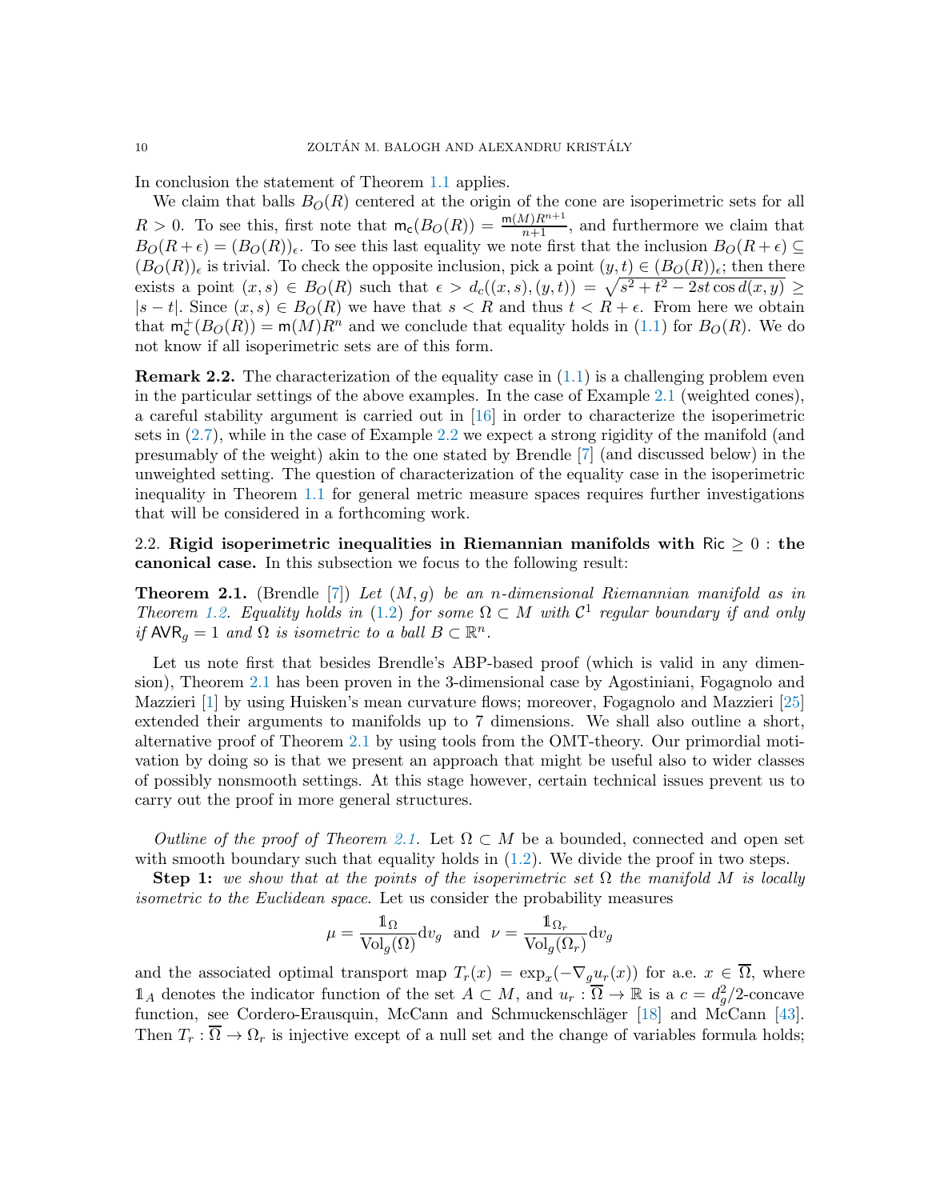In conclusion the statement of Theorem 1.1 applies.

We claim that balls $B_O(R)$ centered at the origin of the cone are isoperimetric sets for all $R>0$. To see this, first note that $\mathsf{m}_\mathsf{c}(B_O(R)) = \frac{\mathsf{m}(M)R^{n+1}}{n+1}$, and furthermore we claim that $B_O(R+\epsilon) = (B_O(R))_\epsilon$. To see this last equality we note first that the inclusion $B_O(R+\epsilon) \subseteq (B_O(R))_\epsilon$ is trivial. To check the opposite inclusion, pick a point $(y,t) \in (B_O(R))_\epsilon$; then there exists a point $(x,s) \in B_O(R)$ such that $\epsilon > d_c((x,s),(y,t)) = \sqrt{s^2+t^2-2st\cos d(x,y)} \geq |s-t|$. Since $(x,s)\in B_O(R)$ we have that $s<R$ and thus $t<R+\epsilon$. From here we obtain that $\mathsf{m}_\mathsf{c}^+(B_O(R)) = \mathsf{m}(M)R^n$ and we conclude that equality holds in (1.1) for $B_O(R)$. We do not know if all isoperimetric sets are of this form.

**Remark 2.2.** The characterization of the equality case in (1.1) is a challenging problem even in the particular settings of the above examples. In the case of Example 2.1 (weighted cones), a careful stability argument is carried out in [16] in order to characterize the isoperimetric sets in (2.7), while in the case of Example 2.2 we expect a strong rigidity of the manifold (and presumably of the weight) akin to the one stated by Brendle [7] (and discussed below) in the unweighted setting. The question of characterization of the equality case in the isoperimetric inequality in Theorem 1.1 for general metric measure spaces requires further investigations that will be considered in a forthcoming work.

## 2.2. Rigid isoperimetric inequalities in Riemannian manifolds with $\mathsf{Ric} \geq 0$ : the canonical case.

In this subsection we focus to the following result:

**Theorem 2.1.** (Brendle [7]) *Let $(M,g)$ be an $n$-dimensional Riemannian manifold as in Theorem 1.2. Equality holds in (1.2) for some $\Omega \subset M$ with $\mathcal{C}^1$ regular boundary if and only if $\mathsf{AVR}_g = 1$ and $\Omega$ is isometric to a ball $B \subset \mathbb{R}^n$.*

Let us note first that besides Brendle's ABP-based proof (which is valid in any dimension), Theorem 2.1 has been proven in the 3-dimensional case by Agostiniani, Fogagnolo and Mazzieri [1] by using Huisken's mean curvature flows; moreover, Fogagnolo and Mazzieri [25] extended their arguments to manifolds up to 7 dimensions. We shall also outline a short, alternative proof of Theorem 2.1 by using tools from the OMT-theory. Our primordial motivation by doing so is that we present an approach that might be useful also to wider classes of possibly nonsmooth settings. At this stage however, certain technical issues prevent us to carry out the proof in more general structures.

*Outline of the proof of Theorem 2.1.* Let $\Omega \subset M$ be a bounded, connected and open set with smooth boundary such that equality holds in (1.2). We divide the proof in two steps.

**Step 1:** *we show that at the points of the isoperimetric set $\Omega$ the manifold $M$ is locally isometric to the Euclidean space.* Let us consider the probability measures

$$\mu = \frac{\mathbb{1}_\Omega}{\mathrm{Vol}_g(\Omega)}\mathrm{d}v_g \;\; \text{and} \;\; \nu = \frac{\mathbb{1}_{\Omega_r}}{\mathrm{Vol}_g(\Omega_r)}\mathrm{d}v_g$$

and the associated optimal transport map $T_r(x) = \exp_x(-\nabla_g u_r(x))$ for a.e. $x \in \overline{\Omega}$, where $\mathbb{1}_A$ denotes the indicator function of the set $A \subset M$, and $u_r : \overline{\Omega} \to \mathbb{R}$ is a $c = d_g^2/2$-concave function, see Cordero-Erausquin, McCann and Schmuckenschläger [18] and McCann [43]. Then $T_r : \overline{\Omega} \to \Omega_r$ is injective except of a null set and the change of variables formula holds;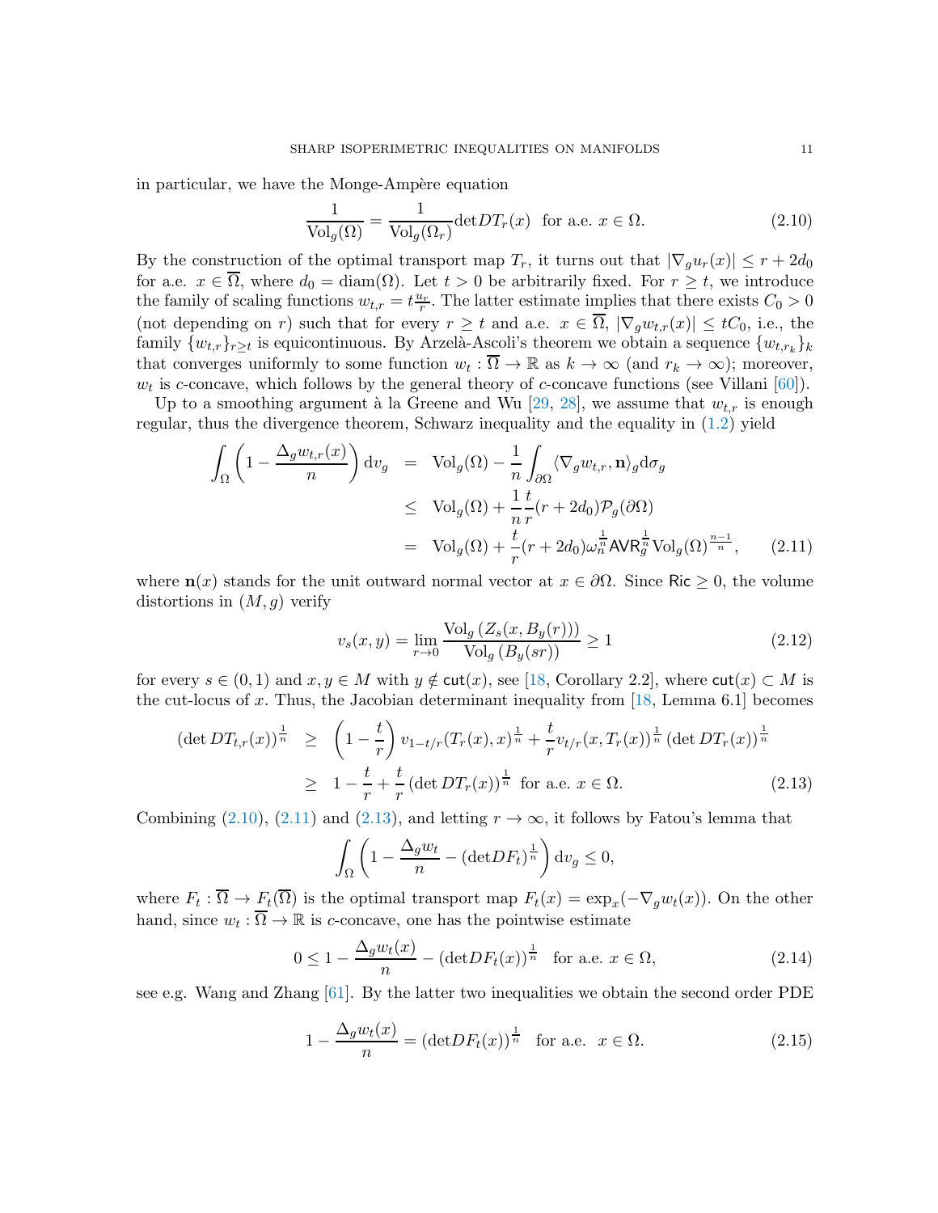in particular, we have the Monge-Ampère equation

$$\frac{1}{\mathrm{Vol}_g(\Omega)} = \frac{1}{\mathrm{Vol}_g(\Omega_r)}\mathrm{det}DT_r(x) \;\; \text{for a.e. } x \in \Omega. \tag{2.10}$$

By the construction of the optimal transport map $T_r$, it turns out that $|\nabla_g u_r(x)| \leq r + 2d_0$ for a.e. $x \in \overline{\Omega}$, where $d_0 = \mathrm{diam}(\Omega)$. Let $t > 0$ be arbitrarily fixed. For $r \geq t$, we introduce the family of scaling functions $w_{t,r} = t\frac{u_r}{r}$. The latter estimate implies that there exists $C_0 > 0$ (not depending on $r$) such that for every $r \geq t$ and a.e. $x \in \overline{\Omega}$, $|\nabla_g w_{t,r}(x)| \leq tC_0$, i.e., the family $\{w_{t,r}\}_{r\geq t}$ is equicontinuous. By Arzelà-Ascoli's theorem we obtain a sequence $\{w_{t,r_k}\}_k$ that converges uniformly to some function $w_t : \overline{\Omega} \to \mathbb{R}$ as $k \to \infty$ (and $r_k \to \infty$); moreover, $w_t$ is $c$-concave, which follows by the general theory of $c$-concave functions (see Villani [60]).

Up to a smoothing argument à la Greene and Wu [29, 28], we assume that $w_{t,r}$ is enough regular, thus the divergence theorem, Schwarz inequality and the equality in (1.2) yield

$$\begin{aligned}
\int_\Omega \left(1 - \frac{\Delta_g w_{t,r}(x)}{n}\right) \mathrm{d}v_g &= \mathrm{Vol}_g(\Omega) - \frac{1}{n}\int_{\partial\Omega} \langle \nabla_g w_{t,r}, \mathbf{n}\rangle_g \mathrm{d}\sigma_g \\
&\leq \mathrm{Vol}_g(\Omega) + \frac{1}{n}\frac{t}{r}(r + 2d_0)\mathcal{P}_g(\partial\Omega) \\
&= \mathrm{Vol}_g(\Omega) + \frac{t}{r}(r + 2d_0)\omega_n^{\frac{1}{n}}\mathsf{AVR}_g^{\frac{1}{n}}\mathrm{Vol}_g(\Omega)^{\frac{n-1}{n}}, 
\end{aligned} \tag{2.11}$$

where $\mathbf{n}(x)$ stands for the unit outward normal vector at $x \in \partial\Omega$. Since $\mathsf{Ric} \geq 0$, the volume distortions in $(M, g)$ verify

$$v_s(x, y) = \lim_{r\to 0} \frac{\mathrm{Vol}_g\left(Z_s(x, B_y(r))\right)}{\mathrm{Vol}_g\left(B_y(sr)\right)} \geq 1 \tag{2.12}$$

for every $s \in (0, 1)$ and $x, y \in M$ with $y \notin \mathsf{cut}(x)$, see [18, Corollary 2.2], where $\mathsf{cut}(x) \subset M$ is the cut-locus of $x$. Thus, the Jacobian determinant inequality from [18, Lemma 6.1] becomes

$$\begin{aligned}
(\det DT_{t,r}(x))^{\frac{1}{n}} &\geq \left(1 - \frac{t}{r}\right) v_{1-t/r}(T_r(x), x)^{\frac{1}{n}} + \frac{t}{r} v_{t/r}(x, T_r(x))^{\frac{1}{n}} \left(\det DT_r(x)\right)^{\frac{1}{n}} \\
&\geq 1 - \frac{t}{r} + \frac{t}{r}\left(\det DT_r(x)\right)^{\frac{1}{n}} \;\text{ for a.e. } x \in \Omega.
\end{aligned} \tag{2.13}$$

Combining (2.10), (2.11) and (2.13), and letting $r \to \infty$, it follows by Fatou's lemma that

$$\int_\Omega \left(1 - \frac{\Delta_g w_t}{n} - (\mathrm{det}DF_t)^{\frac{1}{n}}\right) \mathrm{d}v_g \leq 0,$$

where $F_t : \overline{\Omega} \to F_t(\overline{\Omega})$ is the optimal transport map $F_t(x) = \exp_x(-\nabla_g w_t(x))$. On the other hand, since $w_t : \overline{\Omega} \to \mathbb{R}$ is $c$-concave, one has the pointwise estimate

$$0 \leq 1 - \frac{\Delta_g w_t(x)}{n} - (\mathrm{det}DF_t(x))^{\frac{1}{n}} \quad \text{for a.e. } x \in \Omega, \tag{2.14}$$

see e.g. Wang and Zhang [61]. By the latter two inequalities we obtain the second order PDE

$$1 - \frac{\Delta_g w_t(x)}{n} = (\mathrm{det}DF_t(x))^{\frac{1}{n}} \quad \text{for a.e. } \; x \in \Omega. \tag{2.15}$$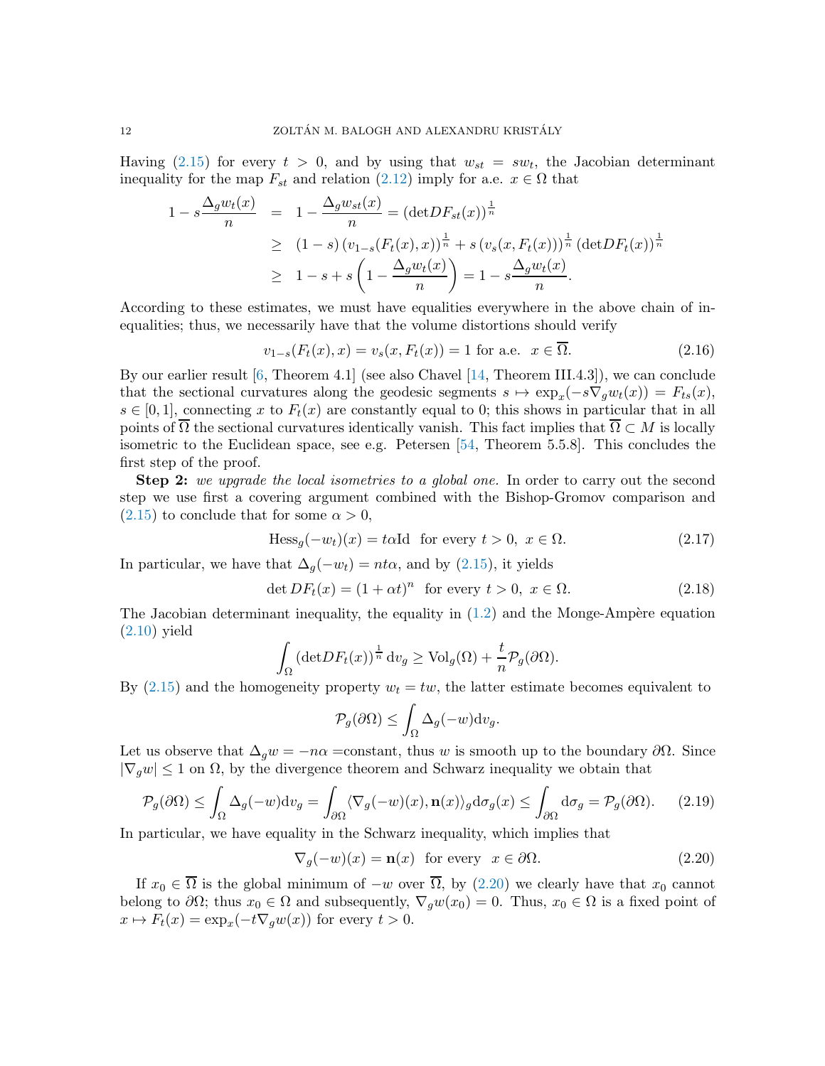Having (2.15) for every $t > 0$, and by using that $w_{st} = sw_t$, the Jacobian determinant inequality for the map $F_{st}$ and relation (2.12) imply for a.e. $x \in \Omega$ that

$$\begin{aligned}
1 - s\frac{\Delta_g w_t(x)}{n} &= 1 - \frac{\Delta_g w_{st}(x)}{n} = (\mathrm{det}DF_{st}(x))^{\frac{1}{n}} \\
&\geq (1-s)\left(v_{1-s}(F_t(x), x)\right)^{\frac{1}{n}} + s\left(v_s(x, F_t(x))\right)^{\frac{1}{n}} (\mathrm{det}DF_t(x))^{\frac{1}{n}} \\
&\geq 1 - s + s\left(1 - \frac{\Delta_g w_t(x)}{n}\right) = 1 - s\frac{\Delta_g w_t(x)}{n}.
\end{aligned}$$

According to these estimates, we must have equalities everywhere in the above chain of inequalities; thus, we necessarily have that the volume distortions should verify

$$v_{1-s}(F_t(x), x) = v_s(x, F_t(x)) = 1 \text{ for a.e. } \ x \in \overline{\Omega}. \tag{2.16}$$

By our earlier result [6, Theorem 4.1] (see also Chavel [14, Theorem III.4.3]), we can conclude that the sectional curvatures along the geodesic segments $s \mapsto \exp_x(-s\nabla_g w_t(x)) = F_{ts}(x)$, $s \in [0, 1]$, connecting $x$ to $F_t(x)$ are constantly equal to 0; this shows in particular that in all points of $\overline{\Omega}$ the sectional curvatures identically vanish. This fact implies that $\overline{\Omega} \subset M$ is locally isometric to the Euclidean space, see e.g. Petersen [54, Theorem 5.5.8]. This concludes the first step of the proof.

**Step 2:** *we upgrade the local isometries to a global one.* In order to carry out the second step we use first a covering argument combined with the Bishop-Gromov comparison and (2.15) to conclude that for some $\alpha > 0$,

$$\mathrm{Hess}_g(-w_t)(x) = t\alpha\mathrm{Id} \ \text{ for every } \ t > 0, \ x \in \Omega. \tag{2.17}$$

In particular, we have that $\Delta_g(-w_t) = nt\alpha$, and by (2.15), it yields

$$\det DF_t(x) = (1 + \alpha t)^n \ \text{ for every } \ t > 0, \ x \in \Omega. \tag{2.18}$$

The Jacobian determinant inequality, the equality in (1.2) and the Monge-Ampère equation (2.10) yield

$$\int_\Omega (\mathrm{det}DF_t(x))^{\frac{1}{n}} \, \mathrm{d}v_g \geq \mathrm{Vol}_g(\Omega) + \frac{t}{n}\mathcal{P}_g(\partial\Omega).$$

By (2.15) and the homogeneity property $w_t = tw$, the latter estimate becomes equivalent to

$$\mathcal{P}_g(\partial\Omega) \leq \int_\Omega \Delta_g(-w)\mathrm{d}v_g.$$

Let us observe that $\Delta_g w = -n\alpha =$constant, thus $w$ is smooth up to the boundary $\partial\Omega$. Since $|\nabla_g w| \leq 1$ on $\Omega$, by the divergence theorem and Schwarz inequality we obtain that

$$\mathcal{P}_g(\partial\Omega) \leq \int_\Omega \Delta_g(-w)\mathrm{d}v_g = \int_{\partial\Omega} \langle \nabla_g(-w)(x), \mathbf{n}(x)\rangle_g \mathrm{d}\sigma_g(x) \leq \int_{\partial\Omega} \mathrm{d}\sigma_g = \mathcal{P}_g(\partial\Omega). \tag{2.19}$$

In particular, we have equality in the Schwarz inequality, which implies that

$$\nabla_g(-w)(x) = \mathbf{n}(x) \ \text{ for every } \ x \in \partial\Omega. \tag{2.20}$$

If $x_0 \in \overline{\Omega}$ is the global minimum of $-w$ over $\overline{\Omega}$, by (2.20) we clearly have that $x_0$ cannot belong to $\partial\Omega$; thus $x_0 \in \Omega$ and subsequently, $\nabla_g w(x_0) = 0$. Thus, $x_0 \in \Omega$ is a fixed point of $x \mapsto F_t(x) = \exp_x(-t\nabla_g w(x))$ for every $t > 0$.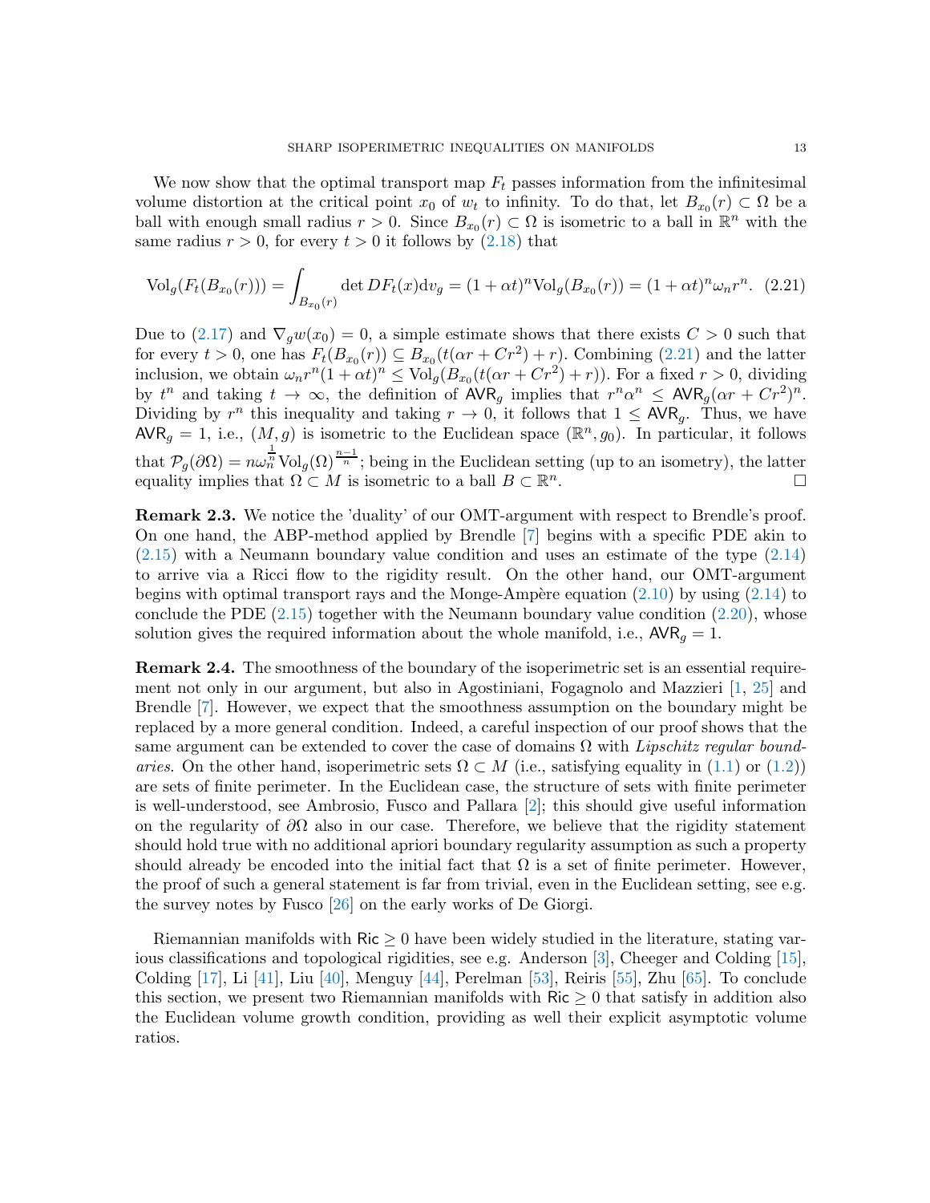We now show that the optimal transport map $F_t$ passes information from the infinitesimal volume distortion at the critical point $x_0$ of $w_t$ to infinity. To do that, let $B_{x_0}(r) \subset \Omega$ be a ball with enough small radius $r > 0$. Since $B_{x_0}(r) \subset \Omega$ is isometric to a ball in $\mathbb{R}^n$ with the same radius $r > 0$, for every $t > 0$ it follows by (2.18) that

$$\mathrm{Vol}_g(F_t(B_{x_0}(r))) = \int_{B_{x_0}(r)} \det DF_t(x)\mathrm{d}v_g = (1+\alpha t)^n \mathrm{Vol}_g(B_{x_0}(r)) = (1+\alpha t)^n \omega_n r^n. \quad (2.21)$$

Due to (2.17) and $\nabla_g w(x_0) = 0$, a simple estimate shows that there exists $C > 0$ such that for every $t > 0$, one has $F_t(B_{x_0}(r)) \subseteq B_{x_0}(t(\alpha r + Cr^2) + r)$. Combining (2.21) and the latter inclusion, we obtain $\omega_n r^n (1+\alpha t)^n \leq \mathrm{Vol}_g(B_{x_0}(t(\alpha r + Cr^2) + r))$. For a fixed $r > 0$, dividing by $t^n$ and taking $t \to \infty$, the definition of $\mathsf{AVR}_g$ implies that $r^n \alpha^n \leq \mathsf{AVR}_g(\alpha r + Cr^2)^n$. Dividing by $r^n$ this inequality and taking $r \to 0$, it follows that $1 \leq \mathsf{AVR}_g$. Thus, we have $\mathsf{AVR}_g = 1$, i.e., $(M, g)$ is isometric to the Euclidean space $(\mathbb{R}^n, g_0)$. In particular, it follows that $\mathcal{P}_g(\partial\Omega) = n\omega_n^{\frac{1}{n}}\mathrm{Vol}_g(\Omega)^{\frac{n-1}{n}}$; being in the Euclidean setting (up to an isometry), the latter equality implies that $\Omega \subset M$ is isometric to a ball $B \subset \mathbb{R}^n$. □

**Remark 2.3.** We notice the 'duality' of our OMT-argument with respect to Brendle's proof. On one hand, the ABP-method applied by Brendle [7] begins with a specific PDE akin to (2.15) with a Neumann boundary value condition and uses an estimate of the type (2.14) to arrive via a Ricci flow to the rigidity result. On the other hand, our OMT-argument begins with optimal transport rays and the Monge-Ampère equation (2.10) by using (2.14) to conclude the PDE (2.15) together with the Neumann boundary value condition (2.20), whose solution gives the required information about the whole manifold, i.e., $\mathsf{AVR}_g = 1$.

**Remark 2.4.** The smoothness of the boundary of the isoperimetric set is an essential requirement not only in our argument, but also in Agostiniani, Fogagnolo and Mazzieri [1, 25] and Brendle [7]. However, we expect that the smoothness assumption on the boundary might be replaced by a more general condition. Indeed, a careful inspection of our proof shows that the same argument can be extended to cover the case of domains $\Omega$ with *Lipschitz regular boundaries.* On the other hand, isoperimetric sets $\Omega \subset M$ (i.e., satisfying equality in (1.1) or (1.2)) are sets of finite perimeter. In the Euclidean case, the structure of sets with finite perimeter is well-understood, see Ambrosio, Fusco and Pallara [2]; this should give useful information on the regularity of $\partial\Omega$ also in our case. Therefore, we believe that the rigidity statement should hold true with no additional apriori boundary regularity assumption as such a property should already be encoded into the initial fact that $\Omega$ is a set of finite perimeter. However, the proof of such a general statement is far from trivial, even in the Euclidean setting, see e.g. the survey notes by Fusco [26] on the early works of De Giorgi.

Riemannian manifolds with $\mathsf{Ric} \geq 0$ have been widely studied in the literature, stating various classifications and topological rigidities, see e.g. Anderson [3], Cheeger and Colding [15], Colding [17], Li [41], Liu [40], Menguy [44], Perelman [53], Reiris [55], Zhu [65]. To conclude this section, we present two Riemannian manifolds with $\mathsf{Ric} \geq 0$ that satisfy in addition also the Euclidean volume growth condition, providing as well their explicit asymptotic volume ratios.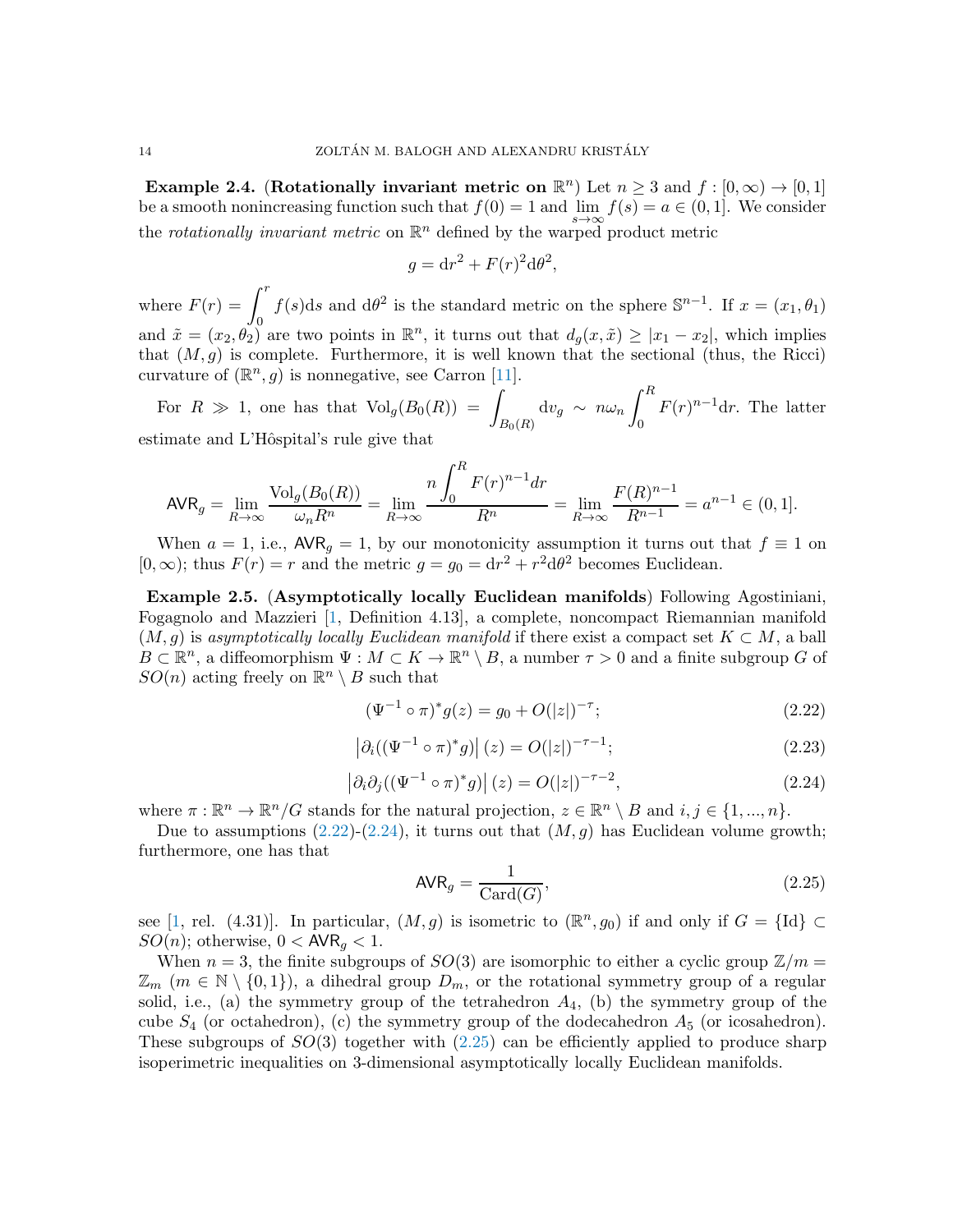**Example 2.4.** (**Rotationally invariant metric on $\mathbb{R}^n$**) Let $n \geq 3$ and $f : [0, \infty) \to [0, 1]$ be a smooth nonincreasing function such that $f(0) = 1$ and $\lim_{s\to\infty} f(s) = a \in (0, 1]$. We consider the *rotationally invariant metric* on $\mathbb{R}^n$ defined by the warped product metric

$$g = \mathrm{d}r^2 + F(r)^2 \mathrm{d}\theta^2,$$

where $F(r) = \int_0^r f(s)\mathrm{d}s$ and $\mathrm{d}\theta^2$ is the standard metric on the sphere $\mathbb{S}^{n-1}$. If $x = (x_1, \theta_1)$ and $\tilde{x} = (x_2, \theta_2)$ are two points in $\mathbb{R}^n$, it turns out that $d_g(x, \tilde{x}) \geq |x_1 - x_2|$, which implies that $(M, g)$ is complete. Furthermore, it is well known that the sectional (thus, the Ricci) curvature of $(\mathbb{R}^n, g)$ is nonnegative, see Carron [11].

For $R \gg 1$, one has that $\mathrm{Vol}_g(B_0(R)) = \int_{B_0(R)} \mathrm{d}v_g \sim n\omega_n \int_0^R F(r)^{n-1}\mathrm{d}r$. The latter estimate and L'Hôspital's rule give that

$$\mathsf{AVR}_g = \lim_{R\to\infty} \frac{\mathrm{Vol}_g(B_0(R))}{\omega_n R^n} = \lim_{R\to\infty} \frac{n\int_0^R F(r)^{n-1}dr}{R^n} = \lim_{R\to\infty} \frac{F(R)^{n-1}}{R^{n-1}} = a^{n-1} \in (0, 1].$$

When $a = 1$, i.e., $\mathsf{AVR}_g = 1$, by our monotonicity assumption it turns out that $f \equiv 1$ on $[0, \infty)$; thus $F(r) = r$ and the metric $g = g_0 = \mathrm{d}r^2 + r^2\mathrm{d}\theta^2$ becomes Euclidean.

**Example 2.5.** (**Asymptotically locally Euclidean manifolds**) Following Agostiniani, Fogagnolo and Mazzieri [1, Definition 4.13], a complete, noncompact Riemannian manifold $(M, g)$ is *asymptotically locally Euclidean manifold* if there exist a compact set $K \subset M$, a ball $B \subset \mathbb{R}^n$, a diffeomorphism $\Psi : M \subset K \to \mathbb{R}^n \setminus B$, a number $\tau > 0$ and a finite subgroup $G$ of $SO(n)$ acting freely on $\mathbb{R}^n \setminus B$ such that

$$(\Psi^{-1} \circ \pi)^* g(z) = g_0 + O(|z|)^{-\tau}; \tag{2.22}$$

$$\left|\partial_i((\Psi^{-1} \circ \pi)^* g)\right|(z) = O(|z|)^{-\tau-1}; \tag{2.23}$$

$$\left|\partial_i\partial_j((\Psi^{-1} \circ \pi)^* g)\right|(z) = O(|z|)^{-\tau-2}, \tag{2.24}$$

where $\pi : \mathbb{R}^n \to \mathbb{R}^n/G$ stands for the natural projection, $z \in \mathbb{R}^n \setminus B$ and $i, j \in \{1, ..., n\}$.

Due to assumptions (2.22)-(2.24), it turns out that $(M, g)$ has Euclidean volume growth; furthermore, one has that

$$\mathsf{AVR}_g = \frac{1}{\mathrm{Card}(G)}, \tag{2.25}$$

see [1, rel. (4.31)]. In particular, $(M, g)$ is isometric to $(\mathbb{R}^n, g_0)$ if and only if $G = \{\mathrm{Id}\} \subset SO(n)$; otherwise, $0 < \mathsf{AVR}_g < 1$.

When $n = 3$, the finite subgroups of $SO(3)$ are isomorphic to either a cyclic group $\mathbb{Z}/m = \mathbb{Z}_m$ ($m \in \mathbb{N} \setminus \{0, 1\}$), a dihedral group $D_m$, or the rotational symmetry group of a regular solid, i.e., (a) the symmetry group of the tetrahedron $A_4$, (b) the symmetry group of the cube $S_4$ (or octahedron), (c) the symmetry group of the dodecahedron $A_5$ (or icosahedron). These subgroups of $SO(3)$ together with (2.25) can be efficiently applied to produce sharp isoperimetric inequalities on 3-dimensional asymptotically locally Euclidean manifolds.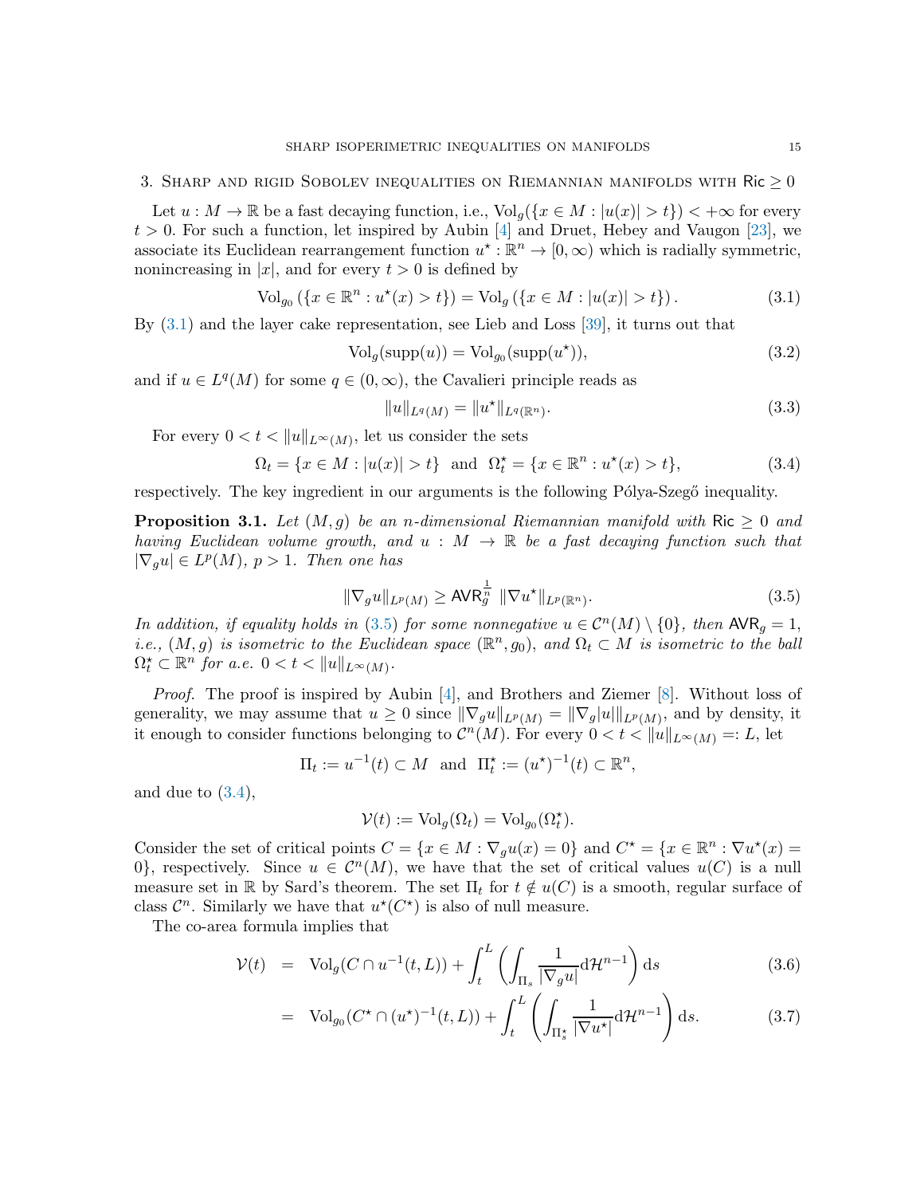## 3. Sharp and rigid Sobolev inequalities on Riemannian manifolds with $\mathsf{Ric} \geq 0$

Let $u : M \to \mathbb{R}$ be a fast decaying function, i.e., $\mathrm{Vol}_g(\{x \in M : |u(x)| > t\}) < +\infty$ for every $t > 0$. For such a function, let inspired by Aubin [4] and Druet, Hebey and Vaugon [23], we associate its Euclidean rearrangement function $u^\star : \mathbb{R}^n \to [0, \infty)$ which is radially symmetric, nonincreasing in $|x|$, and for every $t > 0$ is defined by

$$\mathrm{Vol}_{g_0}(\{x \in \mathbb{R}^n : u^\star(x) > t\}) = \mathrm{Vol}_g(\{x \in M : |u(x)| > t\}). \tag{3.1}$$

By (3.1) and the layer cake representation, see Lieb and Loss [39], it turns out that

$$\mathrm{Vol}_g(\mathrm{supp}(u)) = \mathrm{Vol}_{g_0}(\mathrm{supp}(u^\star)), \tag{3.2}$$

and if $u \in L^q(M)$ for some $q \in (0, \infty)$, the Cavalieri principle reads as

$$\|u\|_{L^q(M)} = \|u^\star\|_{L^q(\mathbb{R}^n)}. \tag{3.3}$$

For every $0 < t < \|u\|_{L^\infty(M)}$, let us consider the sets

$$\Omega_t = \{x \in M : |u(x)| > t\} \ \text{ and } \ \Omega_t^\star = \{x \in \mathbb{R}^n : u^\star(x) > t\}, \tag{3.4}$$

respectively. The key ingredient in our arguments is the following Pólya-Szegő inequality.

**Proposition 3.1.** *Let $(M, g)$ be an $n$-dimensional Riemannian manifold with $\mathsf{Ric} \geq 0$ and having Euclidean volume growth, and $u : M \to \mathbb{R}$ be a fast decaying function such that $|\nabla_g u| \in L^p(M)$, $p > 1$. Then one has*

$$\|\nabla_g u\|_{L^p(M)} \geq \mathsf{AVR}_g^{\frac{1}{n}} \ \|\nabla u^\star\|_{L^p(\mathbb{R}^n)}. \tag{3.5}$$

*In addition, if equality holds in (3.5) for some nonnegative $u \in \mathcal{C}^n(M) \setminus \{0\}$, then $\mathsf{AVR}_g = 1$, i.e., $(M, g)$ is isometric to the Euclidean space $(\mathbb{R}^n, g_0)$, and $\Omega_t \subset M$ is isometric to the ball $\Omega_t^\star \subset \mathbb{R}^n$ for a.e. $0 < t < \|u\|_{L^\infty(M)}$.*

*Proof.* The proof is inspired by Aubin [4], and Brothers and Ziemer [8]. Without loss of generality, we may assume that $u \geq 0$ since $\|\nabla_g u\|_{L^p(M)} = \|\nabla_g |u|\|_{L^p(M)}$, and by density, it it enough to consider functions belonging to $\mathcal{C}^n(M)$. For every $0 < t < \|u\|_{L^\infty(M)} =: L$, let

$$\Pi_t := u^{-1}(t) \subset M \ \text{ and } \ \Pi_t^\star := (u^\star)^{-1}(t) \subset \mathbb{R}^n,$$

and due to (3.4),

$$\mathcal{V}(t) := \mathrm{Vol}_g(\Omega_t) = \mathrm{Vol}_{g_0}(\Omega_t^\star).$$

Consider the set of critical points $C = \{x \in M : \nabla_g u(x) = 0\}$ and $C^\star = \{x \in \mathbb{R}^n : \nabla u^\star(x) = 0\}$, respectively. Since $u \in \mathcal{C}^n(M)$, we have that the set of critical values $u(C)$ is a null measure set in $\mathbb{R}$ by Sard's theorem. The set $\Pi_t$ for $t \notin u(C)$ is a smooth, regular surface of class $\mathcal{C}^n$. Similarly we have that $u^\star(C^\star)$ is also of null measure.

The co-area formula implies that

$$\begin{aligned}
\mathcal{V}(t) &= \mathrm{Vol}_g(C \cap u^{-1}(t, L)) + \int_t^L \left( \int_{\Pi_s} \frac{1}{|\nabla_g u|} \mathrm{d}\mathcal{H}^{n-1} \right) \mathrm{d}s & (3.6) \\
&= \mathrm{Vol}_{g_0}(C^\star \cap (u^\star)^{-1}(t, L)) + \int_t^L \left( \int_{\Pi_s^\star} \frac{1}{|\nabla u^\star|} \mathrm{d}\mathcal{H}^{n-1} \right) \mathrm{d}s. & (3.7)
\end{aligned}$$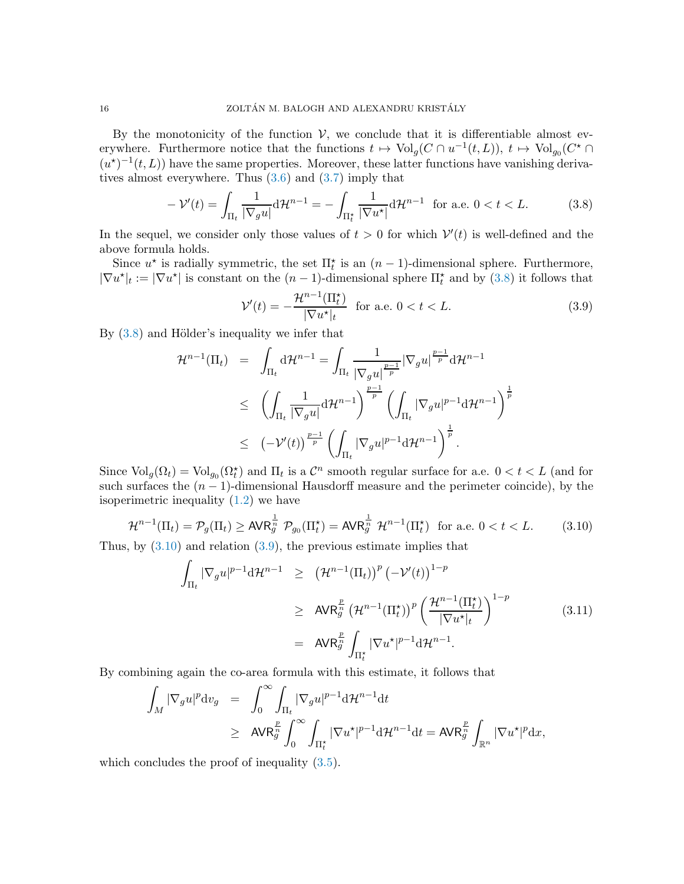By the monotonicity of the function $\mathcal{V}$, we conclude that it is differentiable almost everywhere. Furthermore notice that the functions $t \mapsto \mathrm{Vol}_g(C \cap u^{-1}(t, L))$, $t \mapsto \mathrm{Vol}_{g_0}(C^\star \cap (u^\star)^{-1}(t, L))$ have the same properties. Moreover, these latter functions have vanishing derivatives almost everywhere. Thus (3.6) and (3.7) imply that

$$
-\mathcal{V}'(t) = \int_{\Pi_t} \frac{1}{|\nabla_g u|} \mathrm{d}\mathcal{H}^{n-1} = -\int_{\Pi_t^\star} \frac{1}{|\nabla u^\star|} \mathrm{d}\mathcal{H}^{n-1} \ \text{ for a.e. } 0 < t < L. \tag{3.8}
$$

In the sequel, we consider only those values of $t > 0$ for which $\mathcal{V}'(t)$ is well-defined and the above formula holds.

Since $u^\star$ is radially symmetric, the set $\Pi_t^\star$ is an $(n-1)$-dimensional sphere. Furthermore, $|\nabla u^\star|_t := |\nabla u^\star|$ is constant on the $(n-1)$-dimensional sphere $\Pi_t^\star$ and by (3.8) it follows that

$$
\mathcal{V}'(t) = -\frac{\mathcal{H}^{n-1}(\Pi_t^\star)}{|\nabla u^\star|_t} \ \text{ for a.e. } 0 < t < L. \tag{3.9}
$$

By (3.8) and Hölder's inequality we infer that

$$
\begin{aligned}
\mathcal{H}^{n-1}(\Pi_t) &= \int_{\Pi_t} \mathrm{d}\mathcal{H}^{n-1} = \int_{\Pi_t} \frac{1}{|\nabla_g u|^{\frac{p-1}{p}}} |\nabla_g u|^{\frac{p-1}{p}} \mathrm{d}\mathcal{H}^{n-1} \\
&\leq \left( \int_{\Pi_t} \frac{1}{|\nabla_g u|} \mathrm{d}\mathcal{H}^{n-1} \right)^{\frac{p-1}{p}} \left( \int_{\Pi_t} |\nabla_g u|^{p-1} \mathrm{d}\mathcal{H}^{n-1} \right)^{\frac{1}{p}} \\
&\leq \left( -\mathcal{V}'(t) \right)^{\frac{p-1}{p}} \left( \int_{\Pi_t} |\nabla_g u|^{p-1} \mathrm{d}\mathcal{H}^{n-1} \right)^{\frac{1}{p}}.
\end{aligned}
$$

Since $\mathrm{Vol}_g(\Omega_t) = \mathrm{Vol}_{g_0}(\Omega_t^\star)$ and $\Pi_t$ is a $\mathcal{C}^n$ smooth regular surface for a.e. $0 < t < L$ (and for such surfaces the $(n-1)$-dimensional Hausdorff measure and the perimeter coincide), by the isoperimetric inequality (1.2) we have

$$
\mathcal{H}^{n-1}(\Pi_t) = \mathcal{P}_g(\Pi_t) \geq \mathsf{AVR}_g^{\frac{1}{n}} \ \mathcal{P}_{g_0}(\Pi_t^\star) = \mathsf{AVR}_g^{\frac{1}{n}} \ \mathcal{H}^{n-1}(\Pi_t^\star) \ \text{ for a.e. } 0 < t < L. \tag{3.10}
$$

Thus, by (3.10) and relation (3.9), the previous estimate implies that

$$
\begin{aligned}
\int_{\Pi_t} |\nabla_g u|^{p-1} \mathrm{d}\mathcal{H}^{n-1} &\geq \left( \mathcal{H}^{n-1}(\Pi_t) \right)^p \left( -\mathcal{V}'(t) \right)^{1-p} \\
&\geq \mathsf{AVR}_g^{\frac{p}{n}} \left( \mathcal{H}^{n-1}(\Pi_t^\star) \right)^p \left( \frac{\mathcal{H}^{n-1}(\Pi_t^\star)}{|\nabla u^\star|_t} \right)^{1-p} \\
&= \mathsf{AVR}_g^{\frac{p}{n}} \int_{\Pi_t^\star} |\nabla u^\star|^{p-1} \mathrm{d}\mathcal{H}^{n-1}.
\end{aligned} \tag{3.11}
$$

By combining again the co-area formula with this estimate, it follows that

$$
\begin{aligned}
\int_M |\nabla_g u|^p \mathrm{d}v_g &= \int_0^\infty \int_{\Pi_t} |\nabla_g u|^{p-1} \mathrm{d}\mathcal{H}^{n-1} \mathrm{d}t \\
&\geq \mathsf{AVR}_g^{\frac{p}{n}} \int_0^\infty \int_{\Pi_t^\star} |\nabla u^\star|^{p-1} \mathrm{d}\mathcal{H}^{n-1} \mathrm{d}t = \mathsf{AVR}_g^{\frac{p}{n}} \int_{\mathbb{R}^n} |\nabla u^\star|^p \mathrm{d}x,
\end{aligned}
$$

which concludes the proof of inequality (3.5).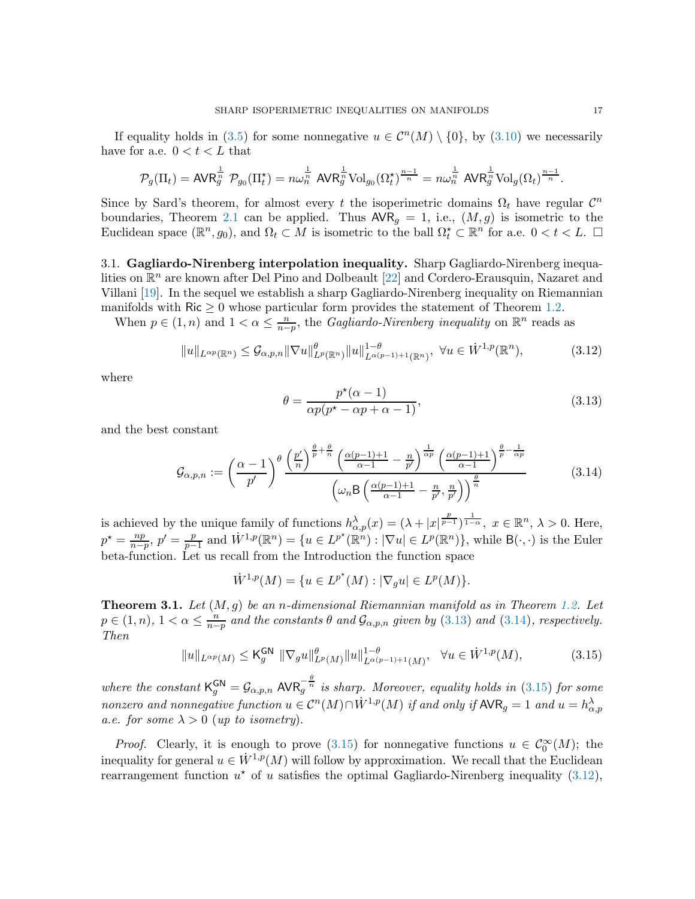If equality holds in (3.5) for some nonnegative $u \in \mathcal{C}^n(M) \setminus \{0\}$, by (3.10) we necessarily have for a.e. $0 < t < L$ that

$$\mathcal{P}_g(\Pi_t) = \mathsf{AVR}_g^{\frac{1}{n}}\ \mathcal{P}_{g_0}(\Pi_t^\star) = n\omega_n^{\frac{1}{n}}\ \mathsf{AVR}_g^{\frac{1}{n}} \mathrm{Vol}_{g_0}(\Omega_t^\star)^{\frac{n-1}{n}} = n\omega_n^{\frac{1}{n}}\ \mathsf{AVR}_g^{\frac{1}{n}} \mathrm{Vol}_g(\Omega_t)^{\frac{n-1}{n}}.$$

Since by Sard's theorem, for almost every $t$ the isoperimetric domains $\Omega_t$ have regular $\mathcal{C}^n$ boundaries, Theorem 2.1 can be applied. Thus $\mathsf{AVR}_g = 1$, i.e., $(M, g)$ is isometric to the Euclidean space $(\mathbb{R}^n, g_0)$, and $\Omega_t \subset M$ is isometric to the ball $\Omega_t^\star \subset \mathbb{R}^n$ for a.e. $0 < t < L$. $\square$

3.1. **Gagliardo-Nirenberg interpolation inequality.** Sharp Gagliardo-Nirenberg inequalities on $\mathbb{R}^n$ are known after Del Pino and Dolbeault [22] and Cordero-Erausquin, Nazaret and Villani [19]. In the sequel we establish a sharp Gagliardo-Nirenberg inequality on Riemannian manifolds with $\mathsf{Ric} \geq 0$ whose particular form provides the statement of Theorem 1.2.

When $p \in (1, n)$ and $1 < \alpha \leq \frac{n}{n-p}$, the *Gagliardo-Nirenberg inequality* on $\mathbb{R}^n$ reads as

$$\|u\|_{L^{\alpha p}(\mathbb{R}^n)} \leq \mathcal{G}_{\alpha,p,n} \|\nabla u\|_{L^p(\mathbb{R}^n)}^{\theta} \|u\|_{L^{\alpha(p-1)+1}(\mathbb{R}^n)}^{1-\theta},\ \ \forall u \in \dot{W}^{1,p}(\mathbb{R}^n), \tag{3.12}$$

where

$$\theta = \frac{p^\star(\alpha - 1)}{\alpha p(p^\star - \alpha p + \alpha - 1)}, \tag{3.13}$$

and the best constant

$$\mathcal{G}_{\alpha,p,n} := \left(\frac{\alpha-1}{p'}\right)^{\theta} \frac{\left(\frac{p'}{n}\right)^{\frac{\theta}{p}+\frac{\theta}{n}} \left(\frac{\alpha(p-1)+1}{\alpha-1} - \frac{n}{p'}\right)^{\frac{1}{\alpha p}} \left(\frac{\alpha(p-1)+1}{\alpha-1}\right)^{\frac{\theta}{p}-\frac{1}{\alpha p}}}{\left(\omega_n \mathsf{B}\left(\frac{\alpha(p-1)+1}{\alpha-1} - \frac{n}{p'}, \frac{n}{p'}\right)\right)^{\frac{\theta}{n}}} \tag{3.14}$$

is achieved by the unique family of functions $h_{\alpha,p}^\lambda(x) = (\lambda + |x|^{\frac{p}{p-1}})^{\frac{1}{1-\alpha}},\ x \in \mathbb{R}^n,\ \lambda > 0$. Here, $p^\star = \frac{np}{n-p}$, $p' = \frac{p}{p-1}$ and $\dot{W}^{1,p}(\mathbb{R}^n) = \{u \in L^{p^\star}(\mathbb{R}^n) : |\nabla u| \in L^p(\mathbb{R}^n)\}$, while $\mathsf{B}(\cdot,\cdot)$ is the Euler beta-function. Let us recall from the Introduction the function space

$$\dot{W}^{1,p}(M) = \{u \in L^{p^\star}(M) : |\nabla_g u| \in L^p(M)\}.$$

**Theorem 3.1.** *Let $(M, g)$ be an $n$-dimensional Riemannian manifold as in Theorem 1.2. Let $p \in (1, n)$, $1 < \alpha \leq \frac{n}{n-p}$ and the constants $\theta$ and $\mathcal{G}_{\alpha,p,n}$ given by (3.13) and (3.14), respectively. Then*

$$\|u\|_{L^{\alpha p}(M)} \leq \mathsf{K}_g^{\mathsf{GN}}\ \|\nabla_g u\|_{L^p(M)}^{\theta} \|u\|_{L^{\alpha(p-1)+1}(M)}^{1-\theta},\ \ \forall u \in \dot{W}^{1,p}(M), \tag{3.15}$$

*where the constant $\mathsf{K}_g^{\mathsf{GN}} = \mathcal{G}_{\alpha,p,n}\ \mathsf{AVR}_g^{-\frac{\theta}{n}}$ is sharp. Moreover, equality holds in (3.15) for some nonzero and nonnegative function $u \in \mathcal{C}^n(M) \cap \dot{W}^{1,p}(M)$ if and only if $\mathsf{AVR}_g = 1$ and $u = h_{\alpha,p}^\lambda$ a.e. for some $\lambda > 0$ (up to isometry).*

*Proof.* Clearly, it is enough to prove (3.15) for nonnegative functions $u \in \mathcal{C}_0^\infty(M)$; the inequality for general $u \in \dot{W}^{1,p}(M)$ will follow by approximation. We recall that the Euclidean rearrangement function $u^\star$ of $u$ satisfies the optimal Gagliardo-Nirenberg inequality (3.12),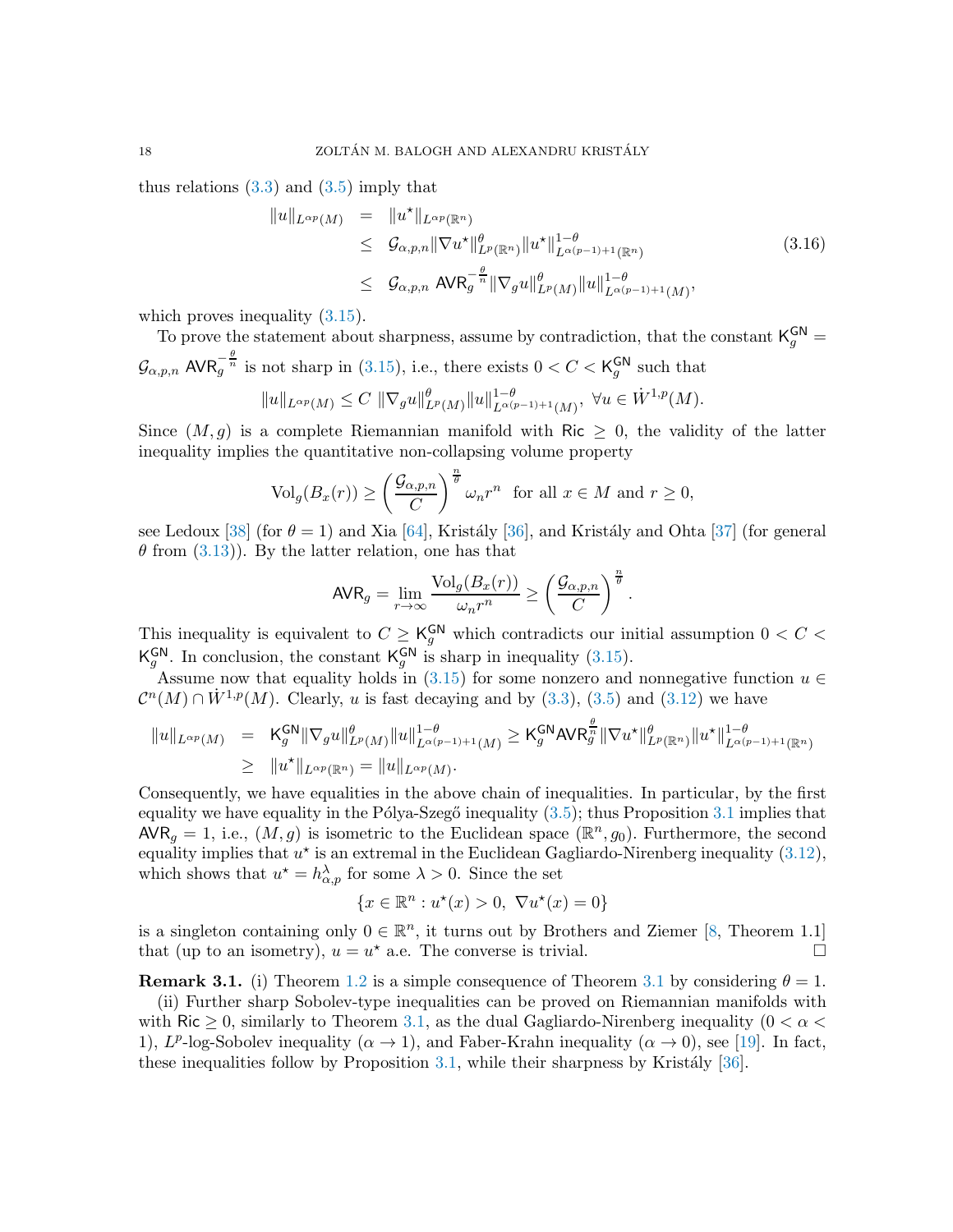thus relations (3.3) and (3.5) imply that

$$
\begin{aligned}
\|u\|_{L^{\alpha p}(M)} &= \|u^\star\|_{L^{\alpha p}(\mathbb{R}^n)} \\
&\leq \mathcal{G}_{\alpha,p,n} \|\nabla u^\star\|^{\theta}_{L^p(\mathbb{R}^n)} \|u^\star\|^{1-\theta}_{L^{\alpha(p-1)+1}(\mathbb{R}^n)} \\
&\leq \mathcal{G}_{\alpha,p,n}\, \mathsf{AVR}_g^{-\frac{\theta}{n}} \|\nabla_g u\|^{\theta}_{L^p(M)} \|u\|^{1-\theta}_{L^{\alpha(p-1)+1}(M)},
\end{aligned}
\tag{3.16}
$$

which proves inequality (3.15).

To prove the statement about sharpness, assume by contradiction, that the constant $\mathsf{K}_g^{\mathsf{GN}} = \mathcal{G}_{\alpha,p,n}\, \mathsf{AVR}_g^{-\frac{\theta}{n}}$ is not sharp in (3.15), i.e., there exists $0 < C < \mathsf{K}_g^{\mathsf{GN}}$ such that

$$
\|u\|_{L^{\alpha p}(M)} \leq C\, \|\nabla_g u\|^{\theta}_{L^p(M)} \|u\|^{1-\theta}_{L^{\alpha(p-1)+1}(M)}, \ \ \forall u \in \dot{W}^{1,p}(M).
$$

Since $(M, g)$ is a complete Riemannian manifold with $\mathsf{Ric} \geq 0$, the validity of the latter inequality implies the quantitative non-collapsing volume property

$$
\mathrm{Vol}_g(B_x(r)) \geq \left(\frac{\mathcal{G}_{\alpha,p,n}}{C}\right)^{\frac{n}{\theta}} \omega_n r^n \ \ \text{for all } x \in M \text{ and } r \geq 0,
$$

see Ledoux [38] (for $\theta = 1$) and Xia [64], Kristály [36], and Kristály and Ohta [37] (for general $\theta$ from (3.13)). By the latter relation, one has that

$$
\mathsf{AVR}_g = \lim_{r\to\infty} \frac{\mathrm{Vol}_g(B_x(r))}{\omega_n r^n} \geq \left(\frac{\mathcal{G}_{\alpha,p,n}}{C}\right)^{\frac{n}{\theta}}.
$$

This inequality is equivalent to $C \geq \mathsf{K}_g^{\mathsf{GN}}$ which contradicts our initial assumption $0 < C < \mathsf{K}_g^{\mathsf{GN}}$. In conclusion, the constant $\mathsf{K}_g^{\mathsf{GN}}$ is sharp in inequality (3.15).

Assume now that equality holds in (3.15) for some nonzero and nonnegative function $u \in \mathcal{C}^n(M) \cap \dot{W}^{1,p}(M)$. Clearly, $u$ is fast decaying and by (3.3), (3.5) and (3.12) we have

$$
\begin{aligned}
\|u\|_{L^{\alpha p}(M)} &= \mathsf{K}_g^{\mathsf{GN}} \|\nabla_g u\|^{\theta}_{L^p(M)} \|u\|^{1-\theta}_{L^{\alpha(p-1)+1}(M)} \geq \mathsf{K}_g^{\mathsf{GN}} \mathsf{AVR}_g^{\frac{\theta}{n}} \|\nabla u^\star\|^{\theta}_{L^p(\mathbb{R}^n)} \|u^\star\|^{1-\theta}_{L^{\alpha(p-1)+1}(\mathbb{R}^n)} \\
&\geq \|u^\star\|_{L^{\alpha p}(\mathbb{R}^n)} = \|u\|_{L^{\alpha p}(M)}.
\end{aligned}
$$

Consequently, we have equalities in the above chain of inequalities. In particular, by the first equality we have equality in the Pólya-Szegő inequality (3.5); thus Proposition 3.1 implies that $\mathsf{AVR}_g = 1$, i.e., $(M, g)$ is isometric to the Euclidean space $(\mathbb{R}^n, g_0)$. Furthermore, the second equality implies that $u^\star$ is an extremal in the Euclidean Gagliardo-Nirenberg inequality (3.12), which shows that $u^\star = h^\lambda_{\alpha,p}$ for some $\lambda > 0$. Since the set

$$
\{x \in \mathbb{R}^n : u^\star(x) > 0,\ \nabla u^\star(x) = 0\}
$$

is a singleton containing only $0 \in \mathbb{R}^n$, it turns out by Brothers and Ziemer [8, Theorem 1.1] that (up to an isometry), $u = u^\star$ a.e. The converse is trivial. $\square$

**Remark 3.1.** (i) Theorem 1.2 is a simple consequence of Theorem 3.1 by considering $\theta = 1$.

(ii) Further sharp Sobolev-type inequalities can be proved on Riemannian manifolds with with $\mathsf{Ric} \geq 0$, similarly to Theorem 3.1, as the dual Gagliardo-Nirenberg inequality ($0 < \alpha < 1$), $L^p$-log-Sobolev inequality ($\alpha \to 1$), and Faber-Krahn inequality ($\alpha \to 0$), see [19]. In fact, these inequalities follow by Proposition 3.1, while their sharpness by Kristály [36].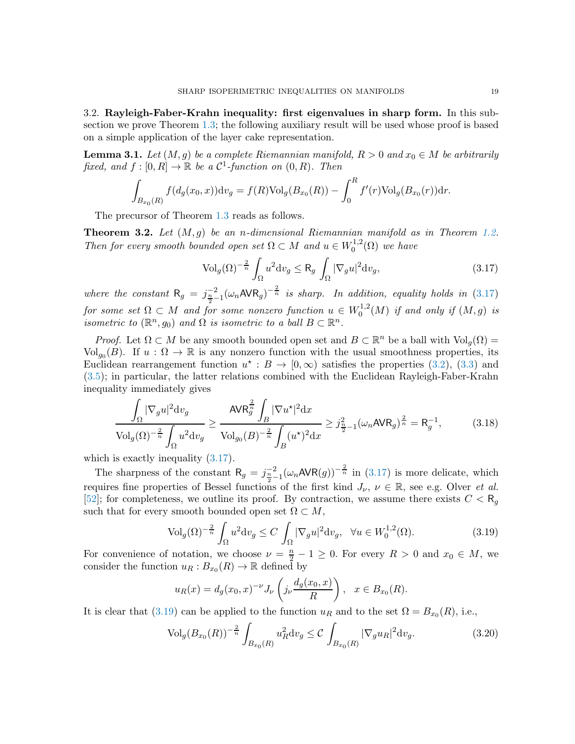3.2. **Rayleigh-Faber-Krahn inequality: first eigenvalues in sharp form.** In this subsection we prove Theorem 1.3; the following auxiliary result will be used whose proof is based on a simple application of the layer cake representation.

**Lemma 3.1.** *Let $(M,g)$ be a complete Riemannian manifold, $R>0$ and $x_0 \in M$ be arbitrarily fixed, and $f:[0,R]\to\mathbb{R}$ be a $\mathcal{C}^1$-function on $(0,R)$. Then*

$$\int_{B_{x_0}(R)} f(d_g(x_0,x))\mathrm{d}v_g = f(R)\mathrm{Vol}_g(B_{x_0}(R)) - \int_0^R f'(r)\mathrm{Vol}_g(B_{x_0}(r))\mathrm{d}r.$$

The precursor of Theorem 1.3 reads as follows.

**Theorem 3.2.** *Let $(M,g)$ be an $n$-dimensional Riemannian manifold as in Theorem 1.2. Then for every smooth bounded open set $\Omega\subset M$ and $u\in W_0^{1,2}(\Omega)$ we have*

$$\mathrm{Vol}_g(\Omega)^{-\frac{2}{n}}\int_\Omega u^2\mathrm{d}v_g \leq \mathsf{R}_g\int_\Omega |\nabla_g u|^2\mathrm{d}v_g, \tag{3.17}$$

*where the constant $\mathsf{R}_g = j_{\frac{n}{2}-1}^{-2}(\omega_n\mathsf{AVR}_g)^{-\frac{2}{n}}$ is sharp. In addition, equality holds in (3.17) for some set $\Omega\subset M$ and for some nonzero function $u\in W_0^{1,2}(M)$ if and only if $(M,g)$ is isometric to $(\mathbb{R}^n,g_0)$ and $\Omega$ is isometric to a ball $B\subset\mathbb{R}^n$.*

*Proof.* Let $\Omega\subset M$ be any smooth bounded open set and $B\subset\mathbb{R}^n$ be a ball with $\mathrm{Vol}_g(\Omega)=\mathrm{Vol}_{g_0}(B)$. If $u:\Omega\to\mathbb{R}$ is any nonzero function with the usual smoothness properties, its Euclidean rearrangement function $u^\star: B\to[0,\infty)$ satisfies the properties (3.2), (3.3) and (3.5); in particular, the latter relations combined with the Euclidean Rayleigh-Faber-Krahn inequality immediately gives

$$\frac{\displaystyle\int_\Omega |\nabla_g u|^2\mathrm{d}v_g}{\mathrm{Vol}_g(\Omega)^{-\frac{2}{n}}\displaystyle\int_\Omega u^2\mathrm{d}v_g} \geq \frac{\mathsf{AVR}_g^{\frac{2}{n}}\displaystyle\int_B |\nabla u^\star|^2\mathrm{d}x}{\mathrm{Vol}_{g_0}(B)^{-\frac{2}{n}}\displaystyle\int_B (u^\star)^2\mathrm{d}x} \geq j_{\frac{n}{2}-1}^2(\omega_n\mathsf{AVR}_g)^{\frac{2}{n}} = \mathsf{R}_g^{-1}, \tag{3.18}$$

which is exactly inequality (3.17).

The sharpness of the constant $\mathsf{R}_g = j_{\frac{n}{2}-1}^{-2}(\omega_n\mathsf{AVR}(g))^{-\frac{2}{n}}$ in (3.17) is more delicate, which requires fine properties of Bessel functions of the first kind $J_\nu$, $\nu\in\mathbb{R}$, see e.g. Olver *et al.* [52]; for completeness, we outline its proof. By contraction, we assume there exists $C<\mathsf{R}_g$ such that for every smooth bounded open set $\Omega\subset M$,

$$\mathrm{Vol}_g(\Omega)^{-\frac{2}{n}}\int_\Omega u^2\mathrm{d}v_g \leq C\int_\Omega |\nabla_g u|^2\mathrm{d}v_g, \quad \forall u\in W_0^{1,2}(\Omega). \tag{3.19}$$

For convenience of notation, we choose $\nu=\frac{n}{2}-1\geq 0$. For every $R>0$ and $x_0\in M$, we consider the function $u_R: B_{x_0}(R)\to\mathbb{R}$ defined by

$$u_R(x) = d_g(x_0,x)^{-\nu}J_\nu\left(j_\nu\frac{d_g(x_0,x)}{R}\right), \quad x\in B_{x_0}(R).$$

It is clear that (3.19) can be applied to the function $u_R$ and to the set $\Omega=B_{x_0}(R)$, i.e.,

$$\mathrm{Vol}_g(B_{x_0}(R))^{-\frac{2}{n}}\int_{B_{x_0}(R)} u_R^2\mathrm{d}v_g \leq \mathcal{C}\int_{B_{x_0}(R)} |\nabla_g u_R|^2\mathrm{d}v_g. \tag{3.20}$$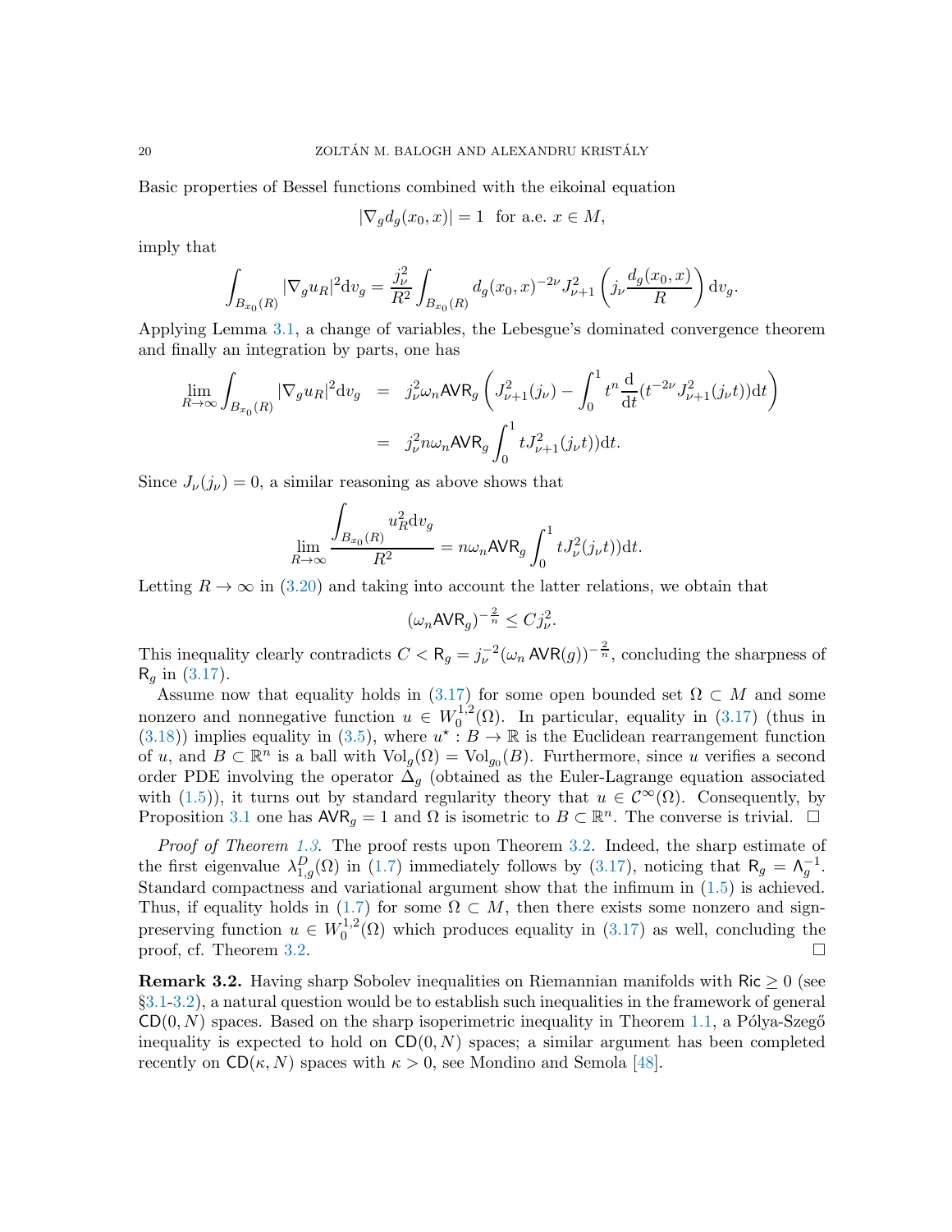Basic properties of Bessel functions combined with the eikonal equation

$$|\nabla_g d_g(x_0,x)| = 1 \ \text{ for a.e. } x\in M,$$

imply that

$$\int_{B_{x_0}(R)} |\nabla_g u_R|^2 {\rm d}v_g = \frac{j_\nu^2}{R^2}\int_{B_{x_0}(R)} d_g(x_0,x)^{-2\nu} J_{\nu+1}^2\left(j_\nu \frac{d_g(x_0,x)}{R}\right){\rm d}v_g.$$

Applying Lemma 3.1, a change of variables, the Lebesgue's dominated convergence theorem and finally an integration by parts, one has

$$\begin{aligned}
\lim_{R\to\infty}\int_{B_{x_0}(R)} |\nabla_g u_R|^2 {\rm d}v_g &= j_\nu^2\omega_n \mathsf{AVR}_g\left(J_{\nu+1}^2(j_\nu) - \int_0^1 t^n \frac{\rm d}{{\rm d}t}(t^{-2\nu}J_{\nu+1}^2(j_\nu t)){\rm d}t\right)\\
&= j_\nu^2 n\omega_n \mathsf{AVR}_g \int_0^1 tJ_{\nu+1}^2(j_\nu t)){\rm d}t.
\end{aligned}$$

Since $J_\nu(j_\nu)=0$, a similar reasoning as above shows that

$$\lim_{R\to\infty}\frac{\displaystyle\int_{B_{x_0}(R)} u_R^2{\rm d}v_g}{R^2} = n\omega_n\mathsf{AVR}_g\int_0^1 tJ_\nu^2(j_\nu t)){\rm d}t.$$

Letting $R\to\infty$ in (3.20) and taking into account the latter relations, we obtain that

$$(\omega_n \mathsf{AVR}_g)^{-\frac{2}{n}} \leq Cj_\nu^2.$$

This inequality clearly contradicts $C<\mathsf{R}_g = j_\nu^{-2}(\omega_n\,\mathsf{AVR}(g))^{-\frac{2}{n}}$, concluding the sharpness of $\mathsf{R}_g$ in (3.17).

Assume now that equality holds in (3.17) for some open bounded set $\Omega\subset M$ and some nonzero and nonnegative function $u\in W_0^{1,2}(\Omega)$. In particular, equality in (3.17) (thus in (3.18)) implies equality in (3.5), where $u^\star: B\to\mathbb{R}$ is the Euclidean rearrangement function of $u$, and $B\subset\mathbb{R}^n$ is a ball with ${\rm Vol}_g(\Omega)={\rm Vol}_{g_0}(B)$. Furthermore, since $u$ verifies a second order PDE involving the operator $\Delta_g$ (obtained as the Euler-Lagrange equation associated with (1.5)), it turns out by standard regularity theory that $u\in\mathcal{C}^\infty(\Omega)$. Consequently, by Proposition 3.1 one has $\mathsf{AVR}_g=1$ and $\Omega$ is isometric to $B\subset\mathbb{R}^n$. The converse is trivial. $\square$

*Proof of Theorem 1.3.* The proof rests upon Theorem 3.2. Indeed, the sharp estimate of the first eigenvalue $\lambda_{1,g}^D(\Omega)$ in (1.7) immediately follows by (3.17), noticing that $\mathsf{R}_g=\Lambda_g^{-1}$. Standard compactness and variational argument show that the infimum in (1.5) is achieved. Thus, if equality holds in (1.7) for some $\Omega\subset M$, then there exists some nonzero and sign-preserving function $u\in W_0^{1,2}(\Omega)$ which produces equality in (3.17) as well, concluding the proof, cf. Theorem 3.2. $\square$

**Remark 3.2.** Having sharp Sobolev inequalities on Riemannian manifolds with $\mathsf{Ric}\geq 0$ (see §3.1-3.2), a natural question would be to establish such inequalities in the framework of general $\mathsf{CD}(0,N)$ spaces. Based on the sharp isoperimetric inequality in Theorem 1.1, a Pólya-Szegő inequality is expected to hold on $\mathsf{CD}(0,N)$ spaces; a similar argument has been completed recently on $\mathsf{CD}(\kappa,N)$ spaces with $\kappa>0$, see Mondino and Semola [48].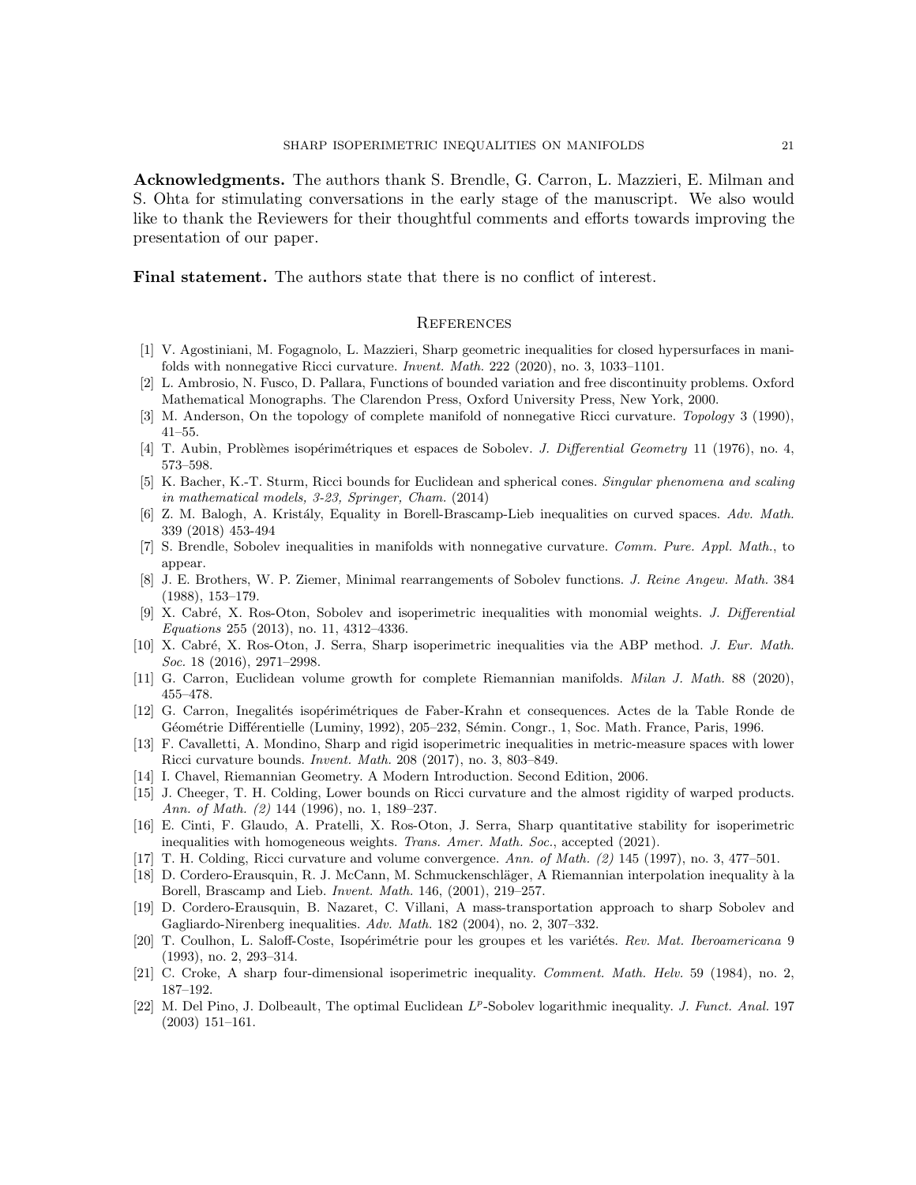**Acknowledgments.** The authors thank S. Brendle, G. Carron, L. Mazzieri, E. Milman and S. Ohta for stimulating conversations in the early stage of the manuscript. We also would like to thank the Reviewers for their thoughtful comments and efforts towards improving the presentation of our paper.

**Final statement.** The authors state that there is no conflict of interest.

## References

[1] V. Agostiniani, M. Fogagnolo, L. Mazzieri, Sharp geometric inequalities for closed hypersurfaces in manifolds with nonnegative Ricci curvature. *Invent. Math.* 222 (2020), no. 3, 1033–1101.

[2] L. Ambrosio, N. Fusco, D. Pallara, Functions of bounded variation and free discontinuity problems. Oxford Mathematical Monographs. The Clarendon Press, Oxford University Press, New York, 2000.

[3] M. Anderson, On the topology of complete manifold of nonnegative Ricci curvature. *Topology* 3 (1990), 41–55.

[4] T. Aubin, Problèmes isopérimétriques et espaces de Sobolev. *J. Differential Geometry* 11 (1976), no. 4, 573–598.

[5] K. Bacher, K.-T. Sturm, Ricci bounds for Euclidean and spherical cones. *Singular phenomena and scaling in mathematical models, 3-23, Springer, Cham.* (2014)

[6] Z. M. Balogh, A. Kristály, Equality in Borell-Brascamp-Lieb inequalities on curved spaces. *Adv. Math.* 339 (2018) 453-494

[7] S. Brendle, Sobolev inequalities in manifolds with nonnegative curvature. *Comm. Pure. Appl. Math.*, to appear.

[8] J. E. Brothers, W. P. Ziemer, Minimal rearrangements of Sobolev functions. *J. Reine Angew. Math.* 384 (1988), 153–179.

[9] X. Cabré, X. Ros-Oton, Sobolev and isoperimetric inequalities with monomial weights. *J. Differential Equations* 255 (2013), no. 11, 4312–4336.

[10] X. Cabré, X. Ros-Oton, J. Serra, Sharp isoperimetric inequalities via the ABP method. *J. Eur. Math. Soc.* 18 (2016), 2971–2998.

[11] G. Carron, Euclidean volume growth for complete Riemannian manifolds. *Milan J. Math.* 88 (2020), 455–478.

[12] G. Carron, Inegalités isopérimétriques de Faber-Krahn et consequences. Actes de la Table Ronde de Géométrie Différentielle (Luminy, 1992), 205–232, Sémin. Congr., 1, Soc. Math. France, Paris, 1996.

[13] F. Cavalletti, A. Mondino, Sharp and rigid isoperimetric inequalities in metric-measure spaces with lower Ricci curvature bounds. *Invent. Math.* 208 (2017), no. 3, 803–849.

[14] I. Chavel, Riemannian Geometry. A Modern Introduction. Second Edition, 2006.

[15] J. Cheeger, T. H. Colding, Lower bounds on Ricci curvature and the almost rigidity of warped products. *Ann. of Math. (2)* 144 (1996), no. 1, 189–237.

[16] E. Cinti, F. Glaudo, A. Pratelli, X. Ros-Oton, J. Serra, Sharp quantitative stability for isoperimetric inequalities with homogeneous weights. *Trans. Amer. Math. Soc.*, accepted (2021).

[17] T. H. Colding, Ricci curvature and volume convergence. *Ann. of Math. (2)* 145 (1997), no. 3, 477–501.

[18] D. Cordero-Erausquin, R. J. McCann, M. Schmuckenschläger, A Riemannian interpolation inequality à la Borell, Brascamp and Lieb. *Invent. Math.* 146, (2001), 219–257.

[19] D. Cordero-Erausquin, B. Nazaret, C. Villani, A mass-transportation approach to sharp Sobolev and Gagliardo-Nirenberg inequalities. *Adv. Math.* 182 (2004), no. 2, 307–332.

[20] T. Coulhon, L. Saloff-Coste, Isopérimétrie pour les groupes et les variétés. *Rev. Mat. Iberoamericana* 9 (1993), no. 2, 293–314.

[21] C. Croke, A sharp four-dimensional isoperimetric inequality. *Comment. Math. Helv.* 59 (1984), no. 2, 187–192.

[22] M. Del Pino, J. Dolbeault, The optimal Euclidean $L^p$-Sobolev logarithmic inequality. *J. Funct. Anal.* 197 (2003) 151–161.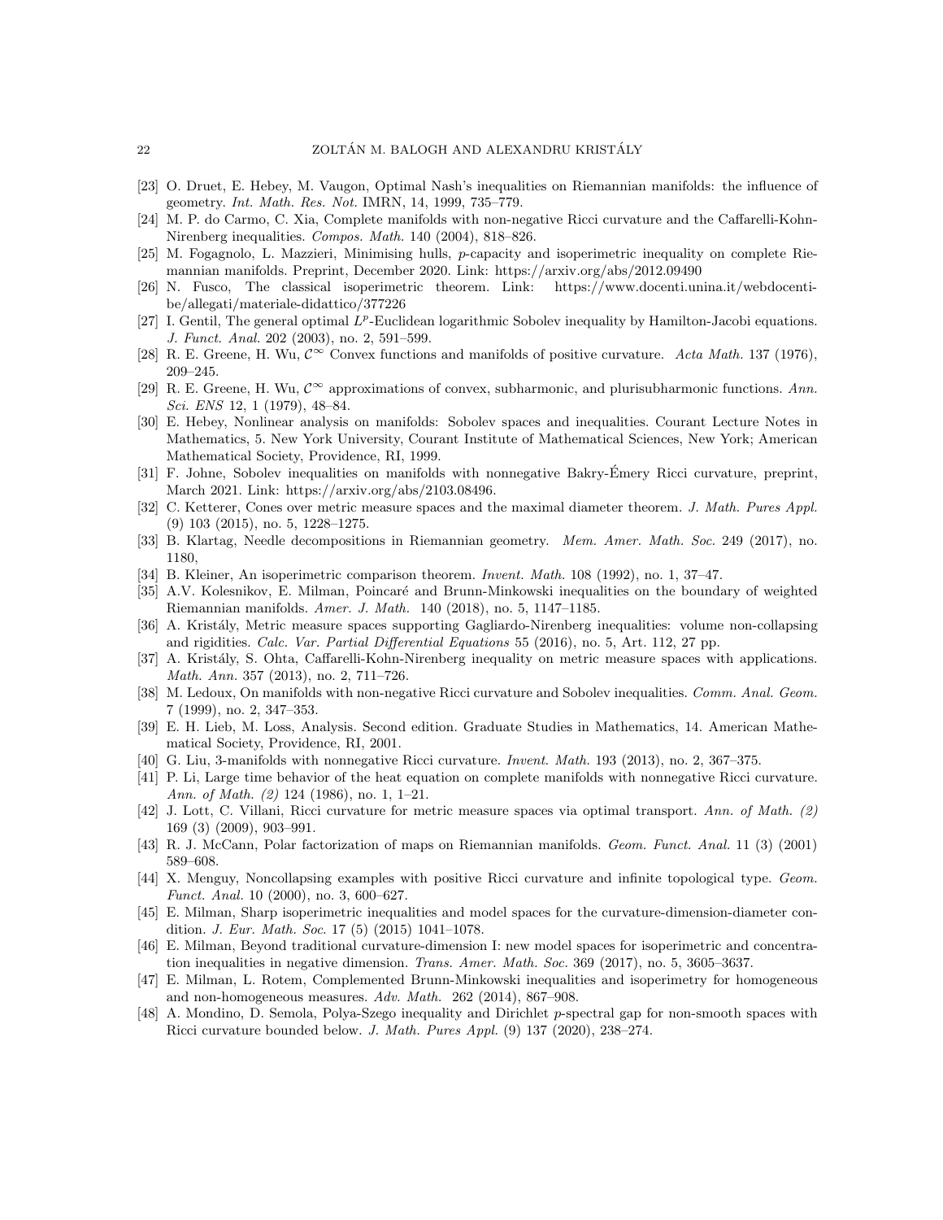[23] O. Druet, E. Hebey, M. Vaugon, Optimal Nash's inequalities on Riemannian manifolds: the influence of geometry. *Int. Math. Res. Not.* IMRN, 14, 1999, 735–779.

[24] M. P. do Carmo, C. Xia, Complete manifolds with non-negative Ricci curvature and the Caffarelli-Kohn-Nirenberg inequalities. *Compos. Math.* 140 (2004), 818–826.

[25] M. Fogagnolo, L. Mazzieri, Minimising hulls, $p$-capacity and isoperimetric inequality on complete Riemannian manifolds. Preprint, December 2020. Link: https://arxiv.org/abs/2012.09490

[26] N. Fusco, The classical isoperimetric theorem. Link: https://www.docenti.unina.it/webdocenti-be/allegati/materiale-didattico/377226

[27] I. Gentil, The general optimal $L^p$-Euclidean logarithmic Sobolev inequality by Hamilton-Jacobi equations. *J. Funct. Anal.* 202 (2003), no. 2, 591–599.

[28] R. E. Greene, H. Wu, $\mathcal{C}^\infty$ Convex functions and manifolds of positive curvature. *Acta Math.* 137 (1976), 209–245.

[29] R. E. Greene, H. Wu, $\mathcal{C}^\infty$ approximations of convex, subharmonic, and plurisubharmonic functions. *Ann. Sci. ENS* 12, 1 (1979), 48–84.

[30] E. Hebey, Nonlinear analysis on manifolds: Sobolev spaces and inequalities. Courant Lecture Notes in Mathematics, 5. New York University, Courant Institute of Mathematical Sciences, New York; American Mathematical Society, Providence, RI, 1999.

[31] F. Johne, Sobolev inequalities on manifolds with nonnegative Bakry-Émery Ricci curvature, preprint, March 2021. Link: https://arxiv.org/abs/2103.08496.

[32] C. Ketterer, Cones over metric measure spaces and the maximal diameter theorem. *J. Math. Pures Appl.* (9) 103 (2015), no. 5, 1228–1275.

[33] B. Klartag, Needle decompositions in Riemannian geometry. *Mem. Amer. Math. Soc.* 249 (2017), no. 1180,

[34] B. Kleiner, An isoperimetric comparison theorem. *Invent. Math.* 108 (1992), no. 1, 37–47.

[35] A.V. Kolesnikov, E. Milman, Poincaré and Brunn-Minkowski inequalities on the boundary of weighted Riemannian manifolds. *Amer. J. Math.* 140 (2018), no. 5, 1147–1185.

[36] A. Kristály, Metric measure spaces supporting Gagliardo-Nirenberg inequalities: volume non-collapsing and rigidities. *Calc. Var. Partial Differential Equations* 55 (2016), no. 5, Art. 112, 27 pp.

[37] A. Kristály, S. Ohta, Caffarelli-Kohn-Nirenberg inequality on metric measure spaces with applications. *Math. Ann.* 357 (2013), no. 2, 711–726.

[38] M. Ledoux, On manifolds with non-negative Ricci curvature and Sobolev inequalities. *Comm. Anal. Geom.* 7 (1999), no. 2, 347–353.

[39] E. H. Lieb, M. Loss, Analysis. Second edition. Graduate Studies in Mathematics, 14. American Mathematical Society, Providence, RI, 2001.

[40] G. Liu, 3-manifolds with nonnegative Ricci curvature. *Invent. Math.* 193 (2013), no. 2, 367–375.

[41] P. Li, Large time behavior of the heat equation on complete manifolds with nonnegative Ricci curvature. *Ann. of Math. (2)* 124 (1986), no. 1, 1–21.

[42] J. Lott, C. Villani, Ricci curvature for metric measure spaces via optimal transport. *Ann. of Math. (2)* 169 (3) (2009), 903–991.

[43] R. J. McCann, Polar factorization of maps on Riemannian manifolds. *Geom. Funct. Anal.* 11 (3) (2001) 589–608.

[44] X. Menguy, Noncollapsing examples with positive Ricci curvature and infinite topological type. *Geom. Funct. Anal.* 10 (2000), no. 3, 600–627.

[45] E. Milman, Sharp isoperimetric inequalities and model spaces for the curvature-dimension-diameter condition. *J. Eur. Math. Soc.* 17 (5) (2015) 1041–1078.

[46] E. Milman, Beyond traditional curvature-dimension I: new model spaces for isoperimetric and concentration inequalities in negative dimension. *Trans. Amer. Math. Soc.* 369 (2017), no. 5, 3605–3637.

[47] E. Milman, L. Rotem, Complemented Brunn-Minkowski inequalities and isoperimetry for homogeneous and non-homogeneous measures. *Adv. Math.* 262 (2014), 867–908.

[48] A. Mondino, D. Semola, Polya-Szego inequality and Dirichlet $p$-spectral gap for non-smooth spaces with Ricci curvature bounded below. *J. Math. Pures Appl.* (9) 137 (2020), 238–274.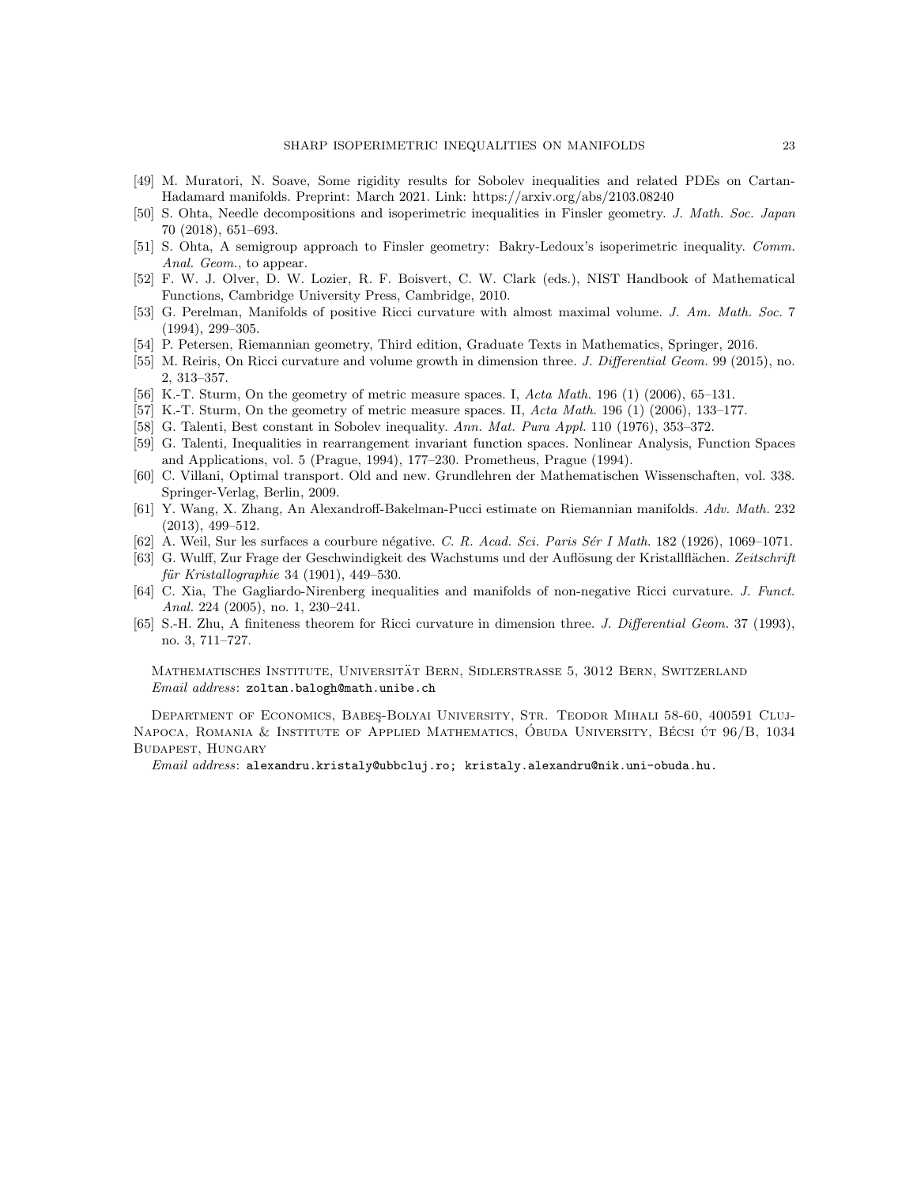[49] M. Muratori, N. Soave, Some rigidity results for Sobolev inequalities and related PDEs on Cartan-Hadamard manifolds. Preprint: March 2021. Link: https://arxiv.org/abs/2103.08240

[50] S. Ohta, Needle decompositions and isoperimetric inequalities in Finsler geometry. *J. Math. Soc. Japan* 70 (2018), 651–693.

[51] S. Ohta, A semigroup approach to Finsler geometry: Bakry-Ledoux's isoperimetric inequality. *Comm. Anal. Geom.*, to appear.

[52] F. W. J. Olver, D. W. Lozier, R. F. Boisvert, C. W. Clark (eds.), NIST Handbook of Mathematical Functions, Cambridge University Press, Cambridge, 2010.

[53] G. Perelman, Manifolds of positive Ricci curvature with almost maximal volume. *J. Am. Math. Soc.* 7 (1994), 299–305.

[54] P. Petersen, Riemannian geometry, Third edition, Graduate Texts in Mathematics, Springer, 2016.

[55] M. Reiris, On Ricci curvature and volume growth in dimension three. *J. Differential Geom.* 99 (2015), no. 2, 313–357.

[56] K.-T. Sturm, On the geometry of metric measure spaces. I, *Acta Math.* 196 (1) (2006), 65–131.

[57] K.-T. Sturm, On the geometry of metric measure spaces. II, *Acta Math.* 196 (1) (2006), 133–177.

[58] G. Talenti, Best constant in Sobolev inequality. *Ann. Mat. Pura Appl.* 110 (1976), 353–372.

[59] G. Talenti, Inequalities in rearrangement invariant function spaces. Nonlinear Analysis, Function Spaces and Applications, vol. 5 (Prague, 1994), 177–230. Prometheus, Prague (1994).

[60] C. Villani, Optimal transport. Old and new. Grundlehren der Mathematischen Wissenschaften, vol. 338. Springer-Verlag, Berlin, 2009.

[61] Y. Wang, X. Zhang, An Alexandroff-Bakelman-Pucci estimate on Riemannian manifolds. *Adv. Math.* 232 (2013), 499–512.

[62] A. Weil, Sur les surfaces a courbure négative. *C. R. Acad. Sci. Paris Sér I Math.* 182 (1926), 1069–1071.

[63] G. Wulff, Zur Frage der Geschwindigkeit des Wachstums und der Auflösung der Kristallflächen. *Zeitschrift für Kristallographie* 34 (1901), 449–530.

[64] C. Xia, The Gagliardo-Nirenberg inequalities and manifolds of non-negative Ricci curvature. *J. Funct. Anal.* 224 (2005), no. 1, 230–241.

[65] S.-H. Zhu, A finiteness theorem for Ricci curvature in dimension three. *J. Differential Geom.* 37 (1993), no. 3, 711–727.

Mathematisches Institute, Universität Bern, Sidlerstrasse 5, 3012 Bern, Switzerland
*Email address*: zoltan.balogh@math.unibe.ch

Department of Economics, Babeş-Bolyai University, Str. Teodor Mihali 58-60, 400591 Cluj-Napoca, Romania & Institute of Applied Mathematics, Óbuda University, Bécsi út 96/B, 1034 Budapest, Hungary
*Email address*: alexandru.kristaly@ubbcluj.ro; kristaly.alexandru@nik.uni-obuda.hu.